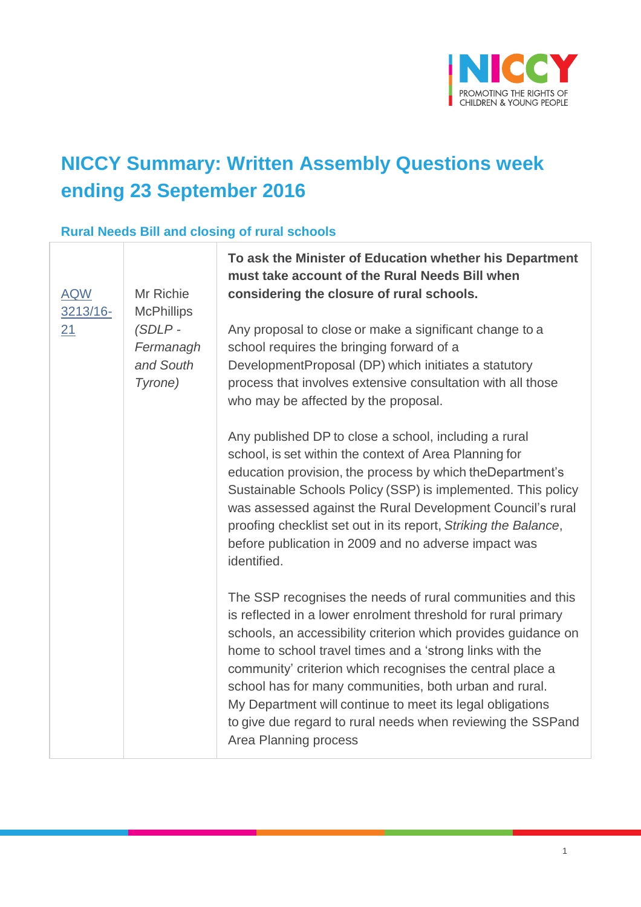# NICCY Summary: Written Assembly Questions week ending 23 September 2016

### Rural Needs Bill and closing of rural schools

| | | |
|---|---|---|
| AQW 3213/16-21 | Mr Richie McPhillips *(SDLP - Fermanagh and South Tyrone)* | **To ask the Minister of Education whether his Department must take account of the Rural Needs Bill when considering the closure of rural schools.**<br><br>Any proposal to close or make a significant change to a school requires the bringing forward of a DevelopmentProposal (DP) which initiates a statutory process that involves extensive consultation with all those who may be affected by the proposal.<br><br>Any published DP to close a school, including a rural school, is set within the context of Area Planning for education provision, the process by which theDepartment's Sustainable Schools Policy (SSP) is implemented. This policy was assessed against the Rural Development Council's rural proofing checklist set out in its report, *Striking the Balance*, before publication in 2009 and no adverse impact was identified.<br><br>The SSP recognises the needs of rural communities and this is reflected in a lower enrolment threshold for rural primary schools, an accessibility criterion which provides guidance on home to school travel times and a 'strong links with the community' criterion which recognises the central place a school has for many communities, both urban and rural. My Department will continue to meet its legal obligations to give due regard to rural needs when reviewing the SSPand Area Planning process |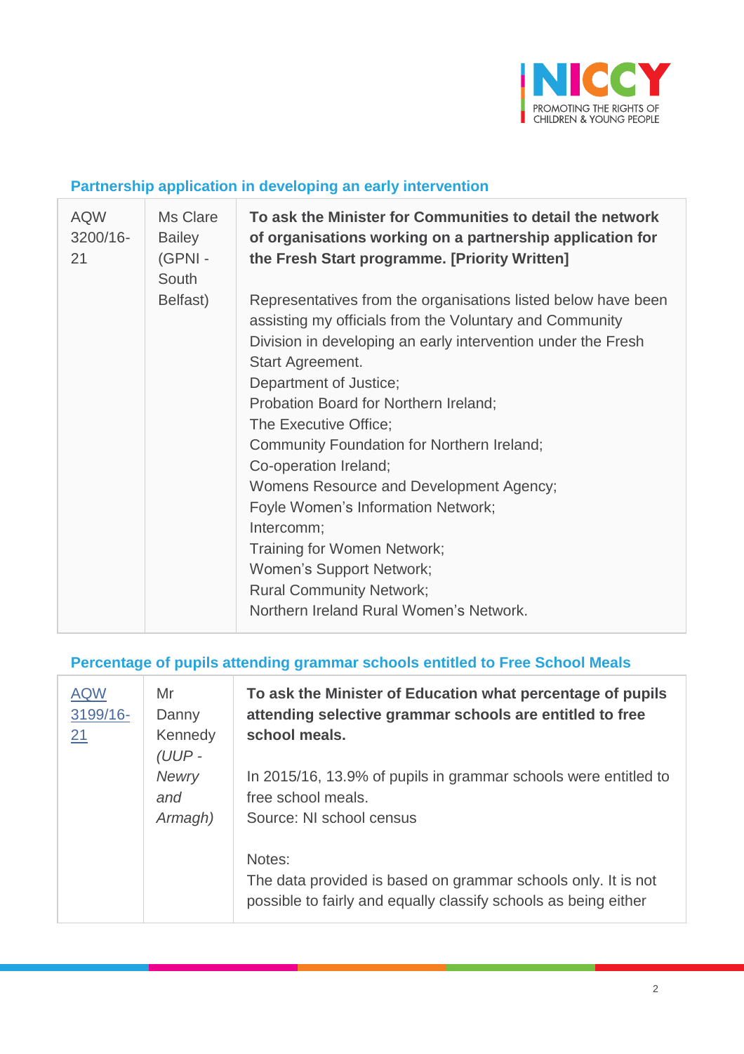## Partnership application in developing an early intervention

| | | |
|---|---|---|
| AQW 3200/16-21 | Ms Clare Bailey (GPNI - South Belfast) | **To ask the Minister for Communities to detail the network of organisations working on a partnership application for the Fresh Start programme. [Priority Written]**<br><br>Representatives from the organisations listed below have been assisting my officials from the Voluntary and Community Division in developing an early intervention under the Fresh Start Agreement.<br>Department of Justice;<br>Probation Board for Northern Ireland;<br>The Executive Office;<br>Community Foundation for Northern Ireland;<br>Co-operation Ireland;<br>Womens Resource and Development Agency;<br>Foyle Women's Information Network;<br>Intercomm;<br>Training for Women Network;<br>Women's Support Network;<br>Rural Community Network;<br>Northern Ireland Rural Women's Network. |

## Percentage of pupils attending grammar schools entitled to Free School Meals

| | | |
|---|---|---|
| AQW 3199/16-21 | Mr Danny Kennedy *(UUP - Newry and Armagh)* | **To ask the Minister of Education what percentage of pupils attending selective grammar schools are entitled to free school meals.**<br><br>In 2015/16, 13.9% of pupils in grammar schools were entitled to free school meals.<br>Source: NI school census<br><br>Notes:<br>The data provided is based on grammar schools only. It is not possible to fairly and equally classify schools as being either |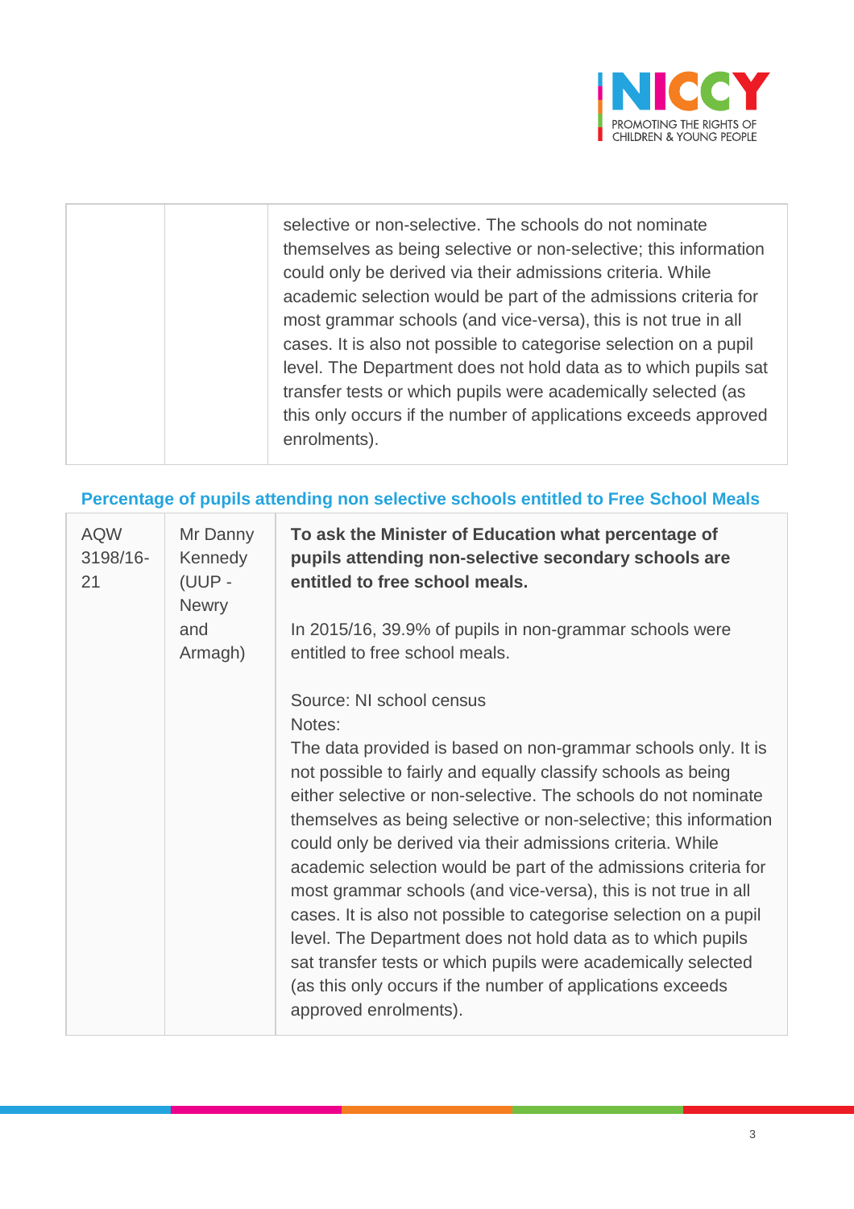| | | selective or non-selective. The schools do not nominate themselves as being selective or non-selective; this information could only be derived via their admissions criteria. While academic selection would be part of the admissions criteria for most grammar schools (and vice-versa), this is not true in all cases. It is also not possible to categorise selection on a pupil level. The Department does not hold data as to which pupils sat transfer tests or which pupils were academically selected (as this only occurs if the number of applications exceeds approved enrolments). |
|---|---|---|

### Percentage of pupils attending non selective schools entitled to Free School Meals

| AQW 3198/16-21 | Mr Danny Kennedy (UUP - Newry and Armagh) | **To ask the Minister of Education what percentage of pupils attending non-selective secondary schools are entitled to free school meals.**<br><br>In 2015/16, 39.9% of pupils in non-grammar schools were entitled to free school meals.<br><br>Source: NI school census<br>Notes:<br>The data provided is based on non-grammar schools only. It is not possible to fairly and equally classify schools as being either selective or non-selective. The schools do not nominate themselves as being selective or non-selective; this information could only be derived via their admissions criteria. While academic selection would be part of the admissions criteria for most grammar schools (and vice-versa), this is not true in all cases. It is also not possible to categorise selection on a pupil level. The Department does not hold data as to which pupils sat transfer tests or which pupils were academically selected (as this only occurs if the number of applications exceeds approved enrolments). |
|---|---|---|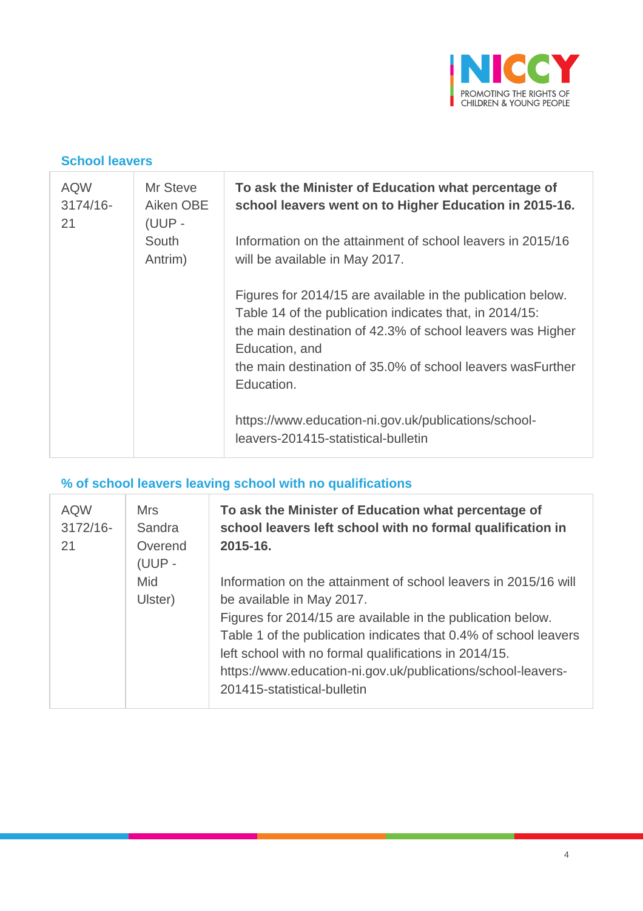### School leavers

| | | |
|---|---|---|
| AQW 3174/16-21 | Mr Steve Aiken OBE (UUP - South Antrim) | **To ask the Minister of Education what percentage of school leavers went on to Higher Education in 2015-16.**<br><br>Information on the attainment of school leavers in 2015/16 will be available in May 2017.<br><br>Figures for 2014/15 are available in the publication below. Table 14 of the publication indicates that, in 2014/15:<br>the main destination of 42.3% of school leavers was Higher Education, and<br>the main destination of 35.0% of school leavers wasFurther Education.<br><br>https://www.education-ni.gov.uk/publications/school-leavers-201415-statistical-bulletin |

### % of school leavers leaving school with no qualifications

| | | |
|---|---|---|
| AQW 3172/16-21 | Mrs Sandra Overend (UUP - Mid Ulster) | **To ask the Minister of Education what percentage of school leavers left school with no formal qualification in 2015-16.**<br><br>Information on the attainment of school leavers in 2015/16 will be available in May 2017.<br>Figures for 2014/15 are available in the publication below. Table 1 of the publication indicates that 0.4% of school leavers left school with no formal qualifications in 2014/15.<br>https://www.education-ni.gov.uk/publications/school-leavers-201415-statistical-bulletin |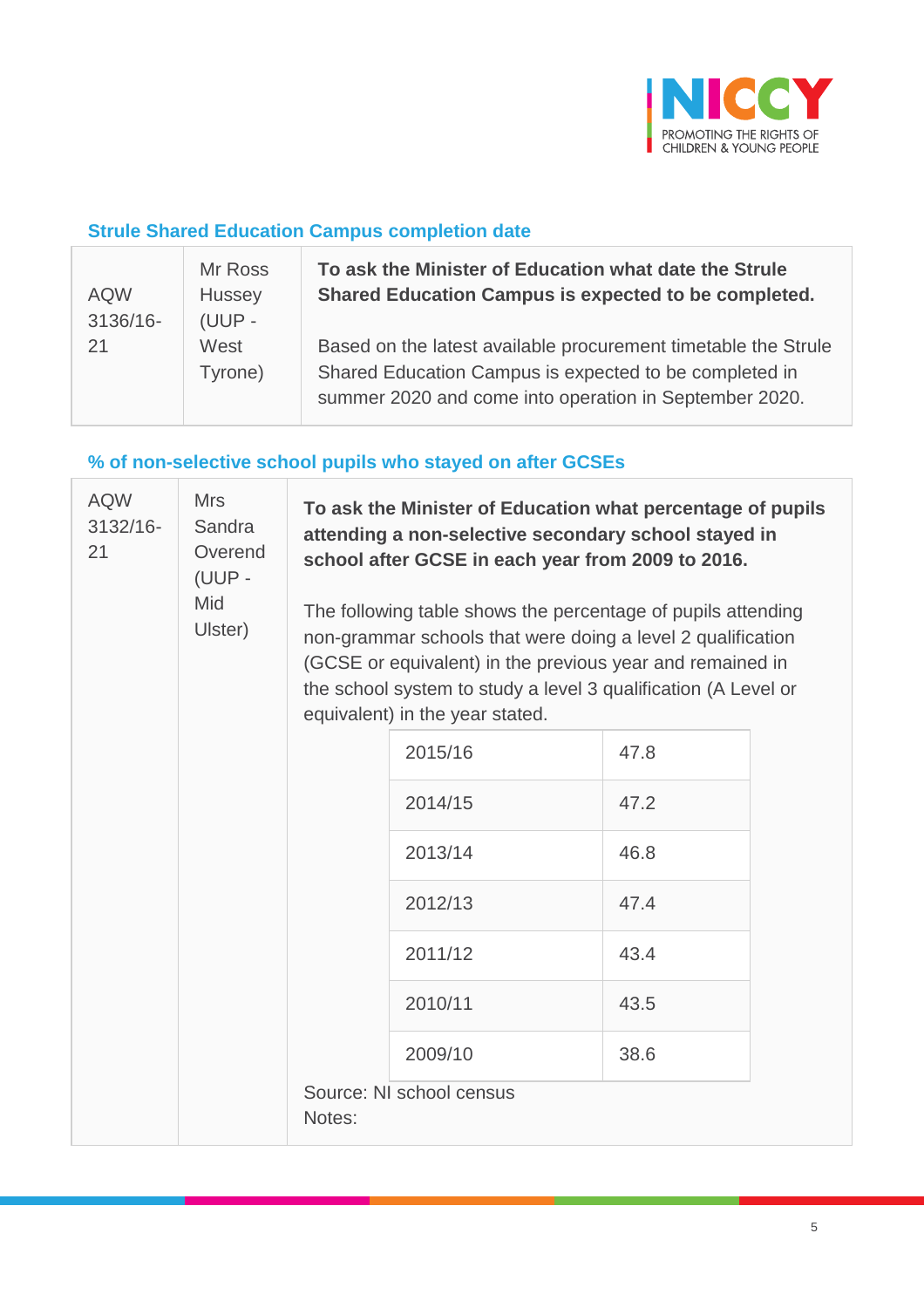### Strule Shared Education Campus completion date

| | | |
|---|---|---|
| AQW 3136/16-21 | Mr Ross Hussey (UUP - West Tyrone) | **To ask the Minister of Education what date the Strule Shared Education Campus is expected to be completed.**<br><br>Based on the latest available procurement timetable the Strule Shared Education Campus is expected to be completed in summer 2020 and come into operation in September 2020. |

### % of non-selective school pupils who stayed on after GCSEs

| | | |
|---|---|---|
| AQW 3132/16-21 | Mrs Sandra Overend (UUP - Mid Ulster) | **To ask the Minister of Education what percentage of pupils attending a non-selective secondary school stayed in school after GCSE in each year from 2009 to 2016.**<br><br>The following table shows the percentage of pupils attending non-grammar schools that were doing a level 2 qualification (GCSE or equivalent) in the previous year and remained in the school system to study a level 3 qualification (A Level or equivalent) in the year stated. |

| | |
|---|---|
| 2015/16 | 47.8 |
| 2014/15 | 47.2 |
| 2013/14 | 46.8 |
| 2012/13 | 47.4 |
| 2011/12 | 43.4 |
| 2010/11 | 43.5 |
| 2009/10 | 38.6 |

Source: NI school census
Notes: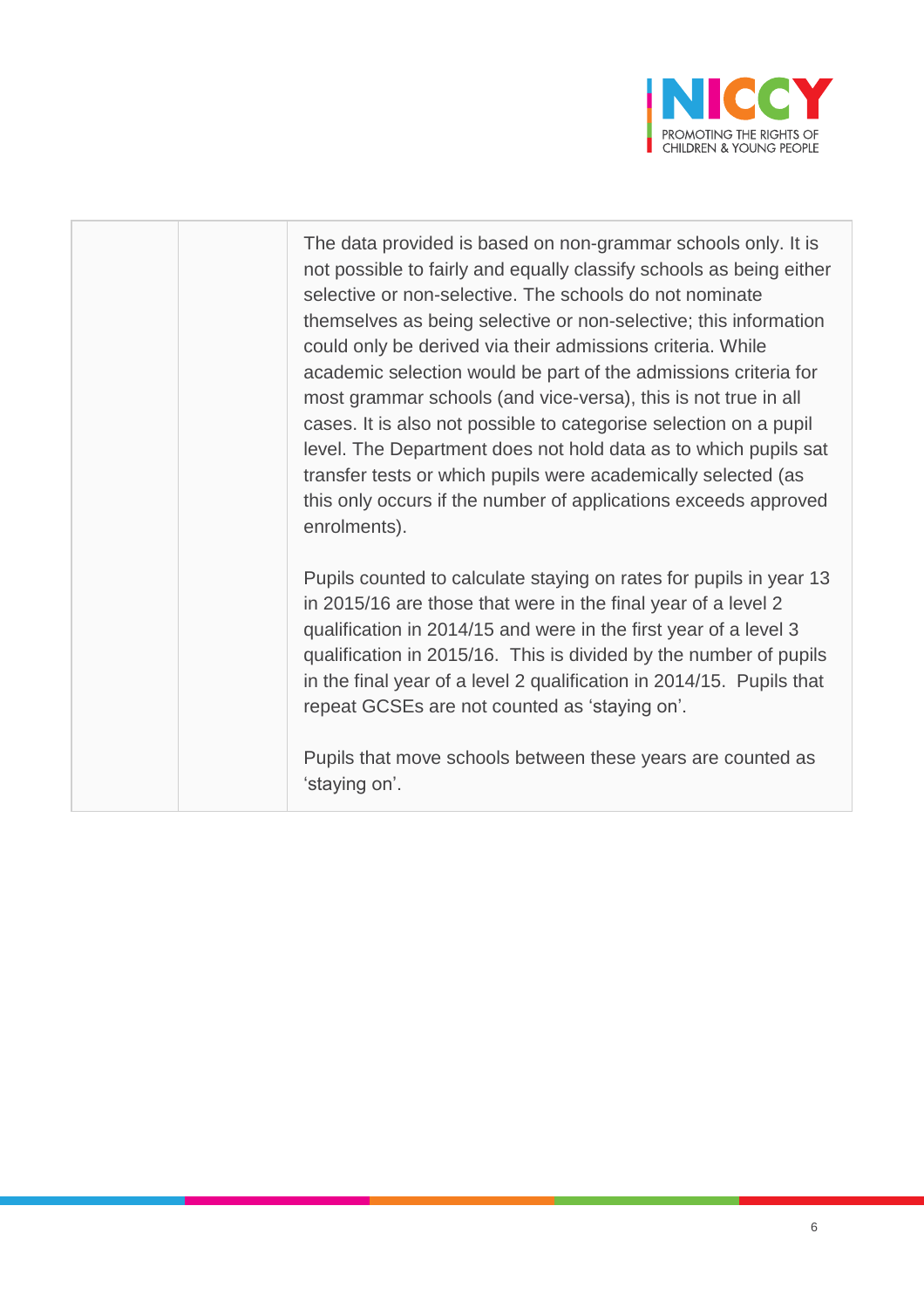| | | |
|---|---|---|
| | | The data provided is based on non-grammar schools only. It is not possible to fairly and equally classify schools as being either selective or non-selective. The schools do not nominate themselves as being selective or non-selective; this information could only be derived via their admissions criteria. While academic selection would be part of the admissions criteria for most grammar schools (and vice-versa), this is not true in all cases. It is also not possible to categorise selection on a pupil level. The Department does not hold data as to which pupils sat transfer tests or which pupils were academically selected (as this only occurs if the number of applications exceeds approved enrolments).<br><br>Pupils counted to calculate staying on rates for pupils in year 13 in 2015/16 are those that were in the final year of a level 2 qualification in 2014/15 and were in the first year of a level 3 qualification in 2015/16. This is divided by the number of pupils in the final year of a level 2 qualification in 2014/15. Pupils that repeat GCSEs are not counted as 'staying on'.<br><br>Pupils that move schools between these years are counted as 'staying on'. |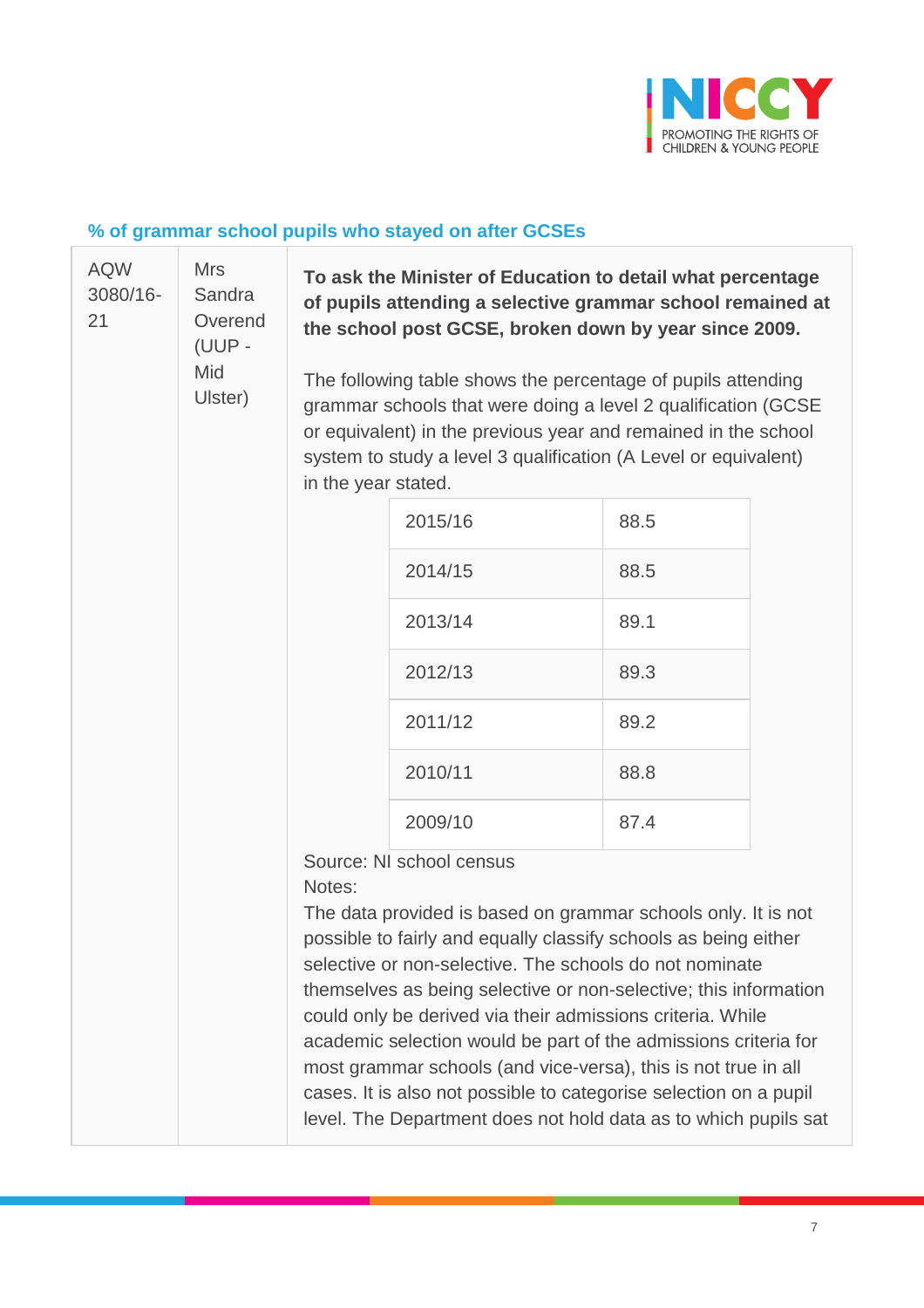## % of grammar school pupils who stayed on after GCSEs

AQW 3080/16-21

Mrs Sandra Overend (UUP - Mid Ulster)

**To ask the Minister of Education to detail what percentage of pupils attending a selective grammar school remained at the school post GCSE, broken down by year since 2009.**

The following table shows the percentage of pupils attending grammar schools that were doing a level 2 qualification (GCSE or equivalent) in the previous year and remained in the school system to study a level 3 qualification (A Level or equivalent) in the year stated.

| Year | % |
|---|---|
| 2015/16 | 88.5 |
| 2014/15 | 88.5 |
| 2013/14 | 89.1 |
| 2012/13 | 89.3 |
| 2011/12 | 89.2 |
| 2010/11 | 88.8 |
| 2009/10 | 87.4 |

Source: NI school census

Notes:

The data provided is based on grammar schools only. It is not possible to fairly and equally classify schools as being either selective or non-selective. The schools do not nominate themselves as being selective or non-selective; this information could only be derived via their admissions criteria. While academic selection would be part of the admissions criteria for most grammar schools (and vice-versa), this is not true in all cases. It is also not possible to categorise selection on a pupil level. The Department does not hold data as to which pupils sat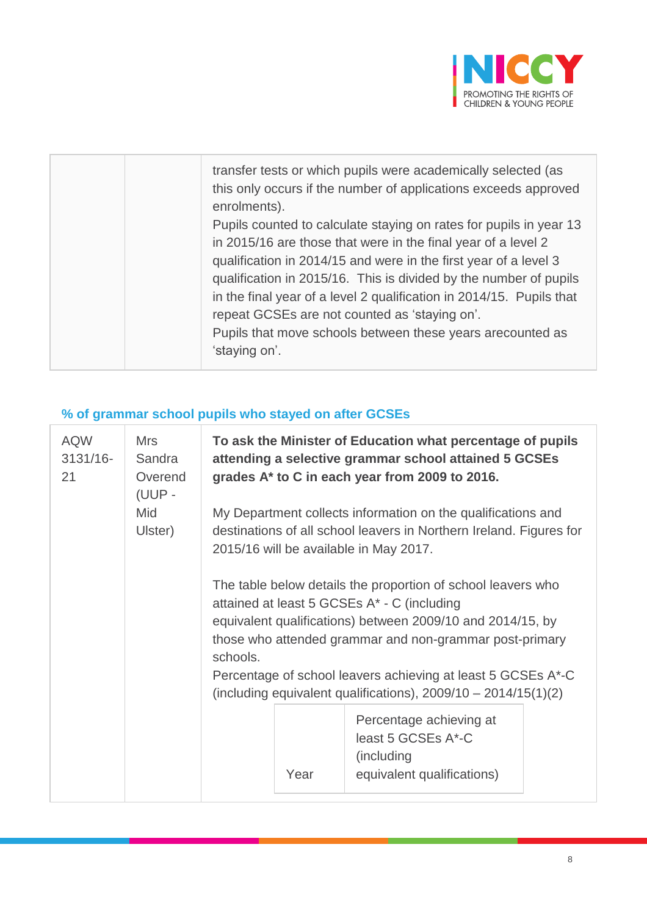| | | transfer tests or which pupils were academically selected (as this only occurs if the number of applications exceeds approved enrolments).<br>Pupils counted to calculate staying on rates for pupils in year 13 in 2015/16 are those that were in the final year of a level 2 qualification in 2014/15 and were in the first year of a level 3 qualification in 2015/16. This is divided by the number of pupils in the final year of a level 2 qualification in 2014/15. Pupils that repeat GCSEs are not counted as 'staying on'.<br>Pupils that move schools between these years arecounted as 'staying on'. |
|---|---|---|

### % of grammar school pupils who stayed on after GCSEs

| AQW 3131/16-21 | Mrs Sandra Overend (UUP - Mid Ulster) | **To ask the Minister of Education what percentage of pupils attending a selective grammar school attained 5 GCSEs grades A* to C in each year from 2009 to 2016.**<br><br>My Department collects information on the qualifications and destinations of all school leavers in Northern Ireland. Figures for 2015/16 will be available in May 2017.<br><br>The table below details the proportion of school leavers who attained at least 5 GCSEs A* - C (including equivalent qualifications) between 2009/10 and 2014/15, by those who attended grammar and non-grammar post-primary schools.<br>Percentage of school leavers achieving at least 5 GCSEs A*-C (including equivalent qualifications), 2009/10 – 2014/15(1)(2) |
|---|---|---|

| Year | Percentage achieving at least 5 GCSEs A*-C (including equivalent qualifications) |
|---|---|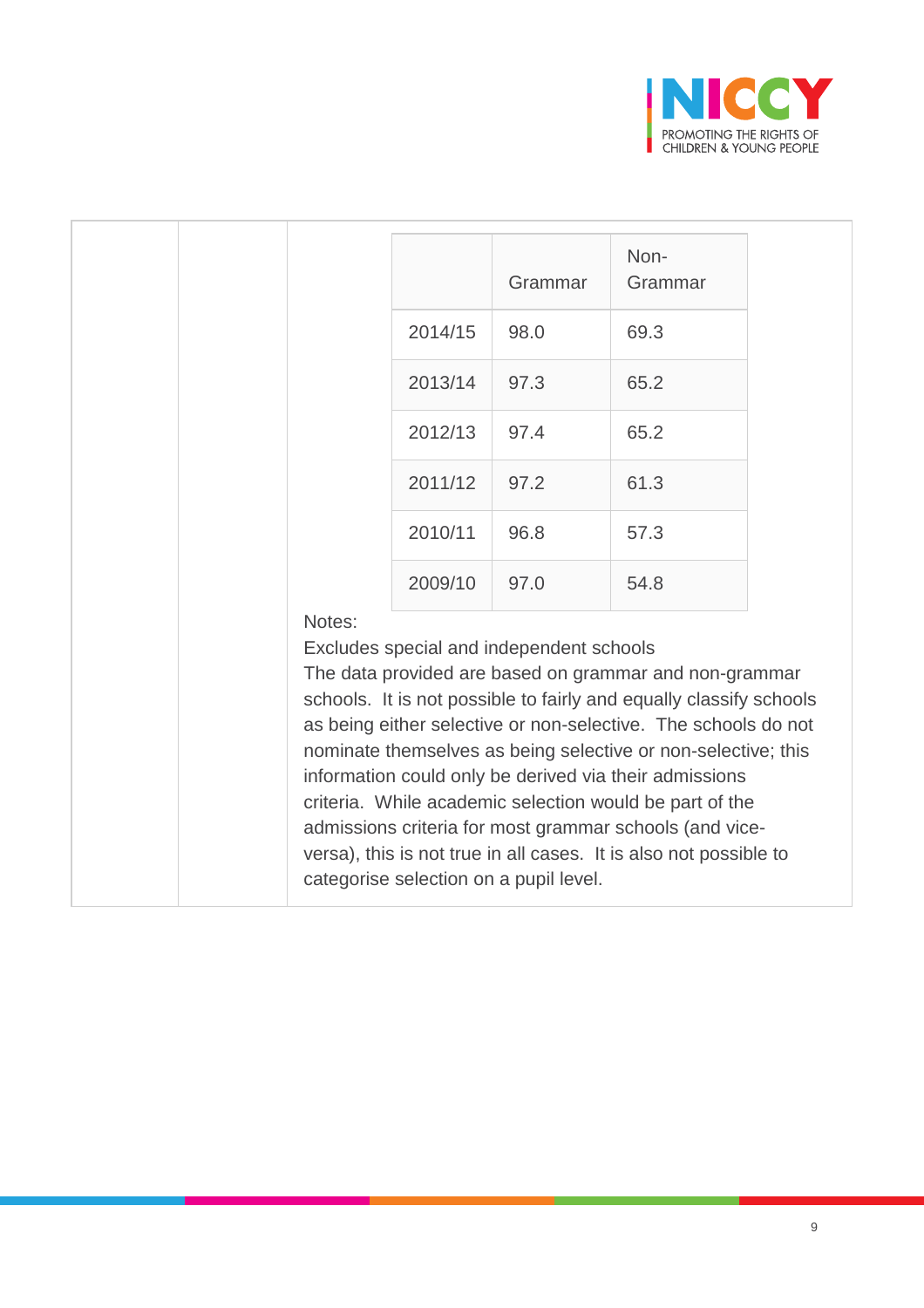| | Grammar | Non-Grammar |
|---|---|---|
| 2014/15 | 98.0 | 69.3 |
| 2013/14 | 97.3 | 65.2 |
| 2012/13 | 97.4 | 65.2 |
| 2011/12 | 97.2 | 61.3 |
| 2010/11 | 96.8 | 57.3 |
| 2009/10 | 97.0 | 54.8 |

Notes:

Excludes special and independent schools

The data provided are based on grammar and non-grammar schools. It is not possible to fairly and equally classify schools as being either selective or non-selective. The schools do not nominate themselves as being selective or non-selective; this information could only be derived via their admissions criteria. While academic selection would be part of the admissions criteria for most grammar schools (and vice-versa), this is not true in all cases. It is also not possible to categorise selection on a pupil level.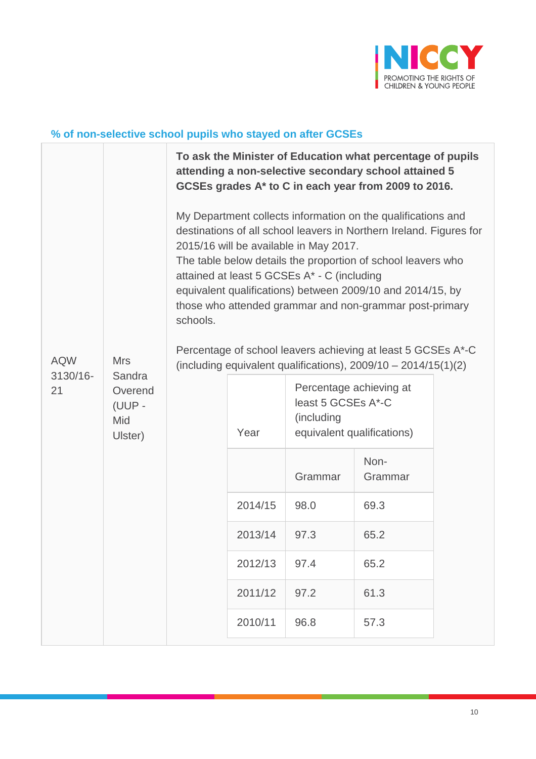## % of non-selective school pupils who stayed on after GCSEs

| | | |
|---|---|---|
| AQW 3130/16-21 | Mrs Sandra Overend (UUP - Mid Ulster) | **To ask the Minister of Education what percentage of pupils attending a non-selective secondary school attained 5 GCSEs grades A* to C in each year from 2009 to 2016.**<br><br>My Department collects information on the qualifications and destinations of all school leavers in Northern Ireland. Figures for 2015/16 will be available in May 2017.<br>The table below details the proportion of school leavers who attained at least 5 GCSEs A* - C (including equivalent qualifications) between 2009/10 and 2014/15, by those who attended grammar and non-grammar post-primary schools.<br><br>Percentage of school leavers achieving at least 5 GCSEs A*-C (including equivalent qualifications), 2009/10 – 2014/15(1)(2) |

| Year | Percentage achieving at least 5 GCSEs A*-C (including equivalent qualifications) | |
|---|---|---|
| | Grammar | Non-Grammar |
| 2014/15 | 98.0 | 69.3 |
| 2013/14 | 97.3 | 65.2 |
| 2012/13 | 97.4 | 65.2 |
| 2011/12 | 97.2 | 61.3 |
| 2010/11 | 96.8 | 57.3 |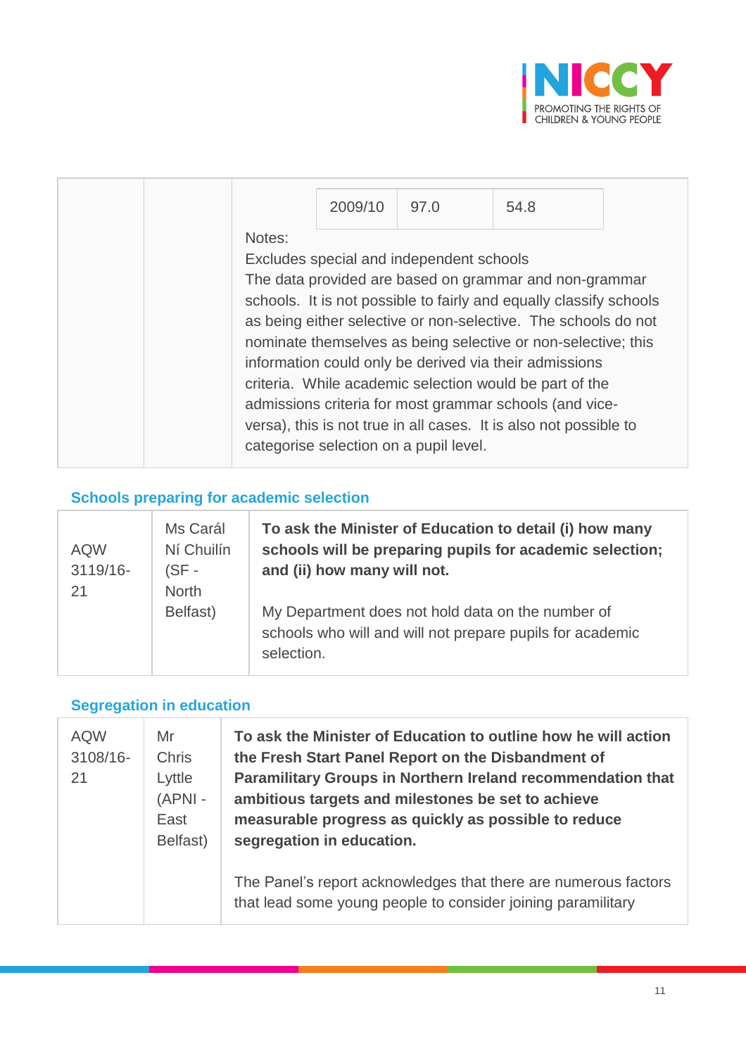| | | | | |
|---|---|---|---|---|
| | | 2009/10 | 97.0 | 54.8 |

Notes:
Excludes special and independent schools
The data provided are based on grammar and non-grammar schools. It is not possible to fairly and equally classify schools as being either selective or non-selective. The schools do not nominate themselves as being selective or non-selective; this information could only be derived via their admissions criteria. While academic selection would be part of the admissions criteria for most grammar schools (and vice-versa), this is not true in all cases. It is also not possible to categorise selection on a pupil level.

## Schools preparing for academic selection

| | | |
|---|---|---|
| AQW 3119/16-21 | Ms Carál Ní Chuilín (SF - North Belfast) | **To ask the Minister of Education to detail (i) how many schools will be preparing pupils for academic selection; and (ii) how many will not.** <br><br> My Department does not hold data on the number of schools who will and will not prepare pupils for academic selection. |

## Segregation in education

| | | |
|---|---|---|
| AQW 3108/16-21 | Mr Chris Lyttle (APNI - East Belfast) | **To ask the Minister of Education to outline how he will action the Fresh Start Panel Report on the Disbandment of Paramilitary Groups in Northern Ireland recommendation that ambitious targets and milestones be set to achieve measurable progress as quickly as possible to reduce segregation in education.** <br><br> The Panel's report acknowledges that there are numerous factors that lead some young people to consider joining paramilitary |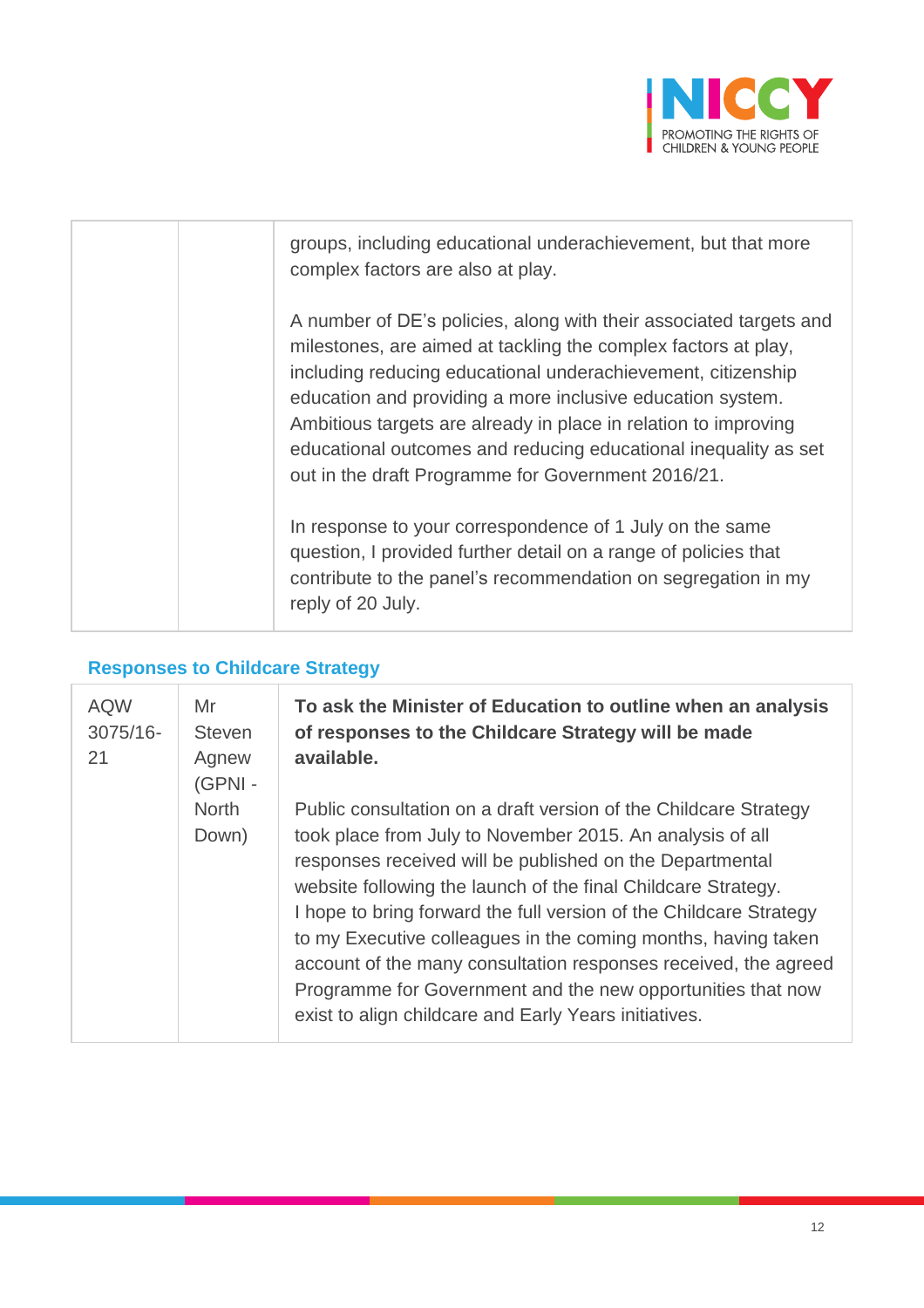| | | groups, including educational underachievement, but that more complex factors are also at play.<br><br>A number of DE's policies, along with their associated targets and milestones, are aimed at tackling the complex factors at play, including reducing educational underachievement, citizenship education and providing a more inclusive education system. Ambitious targets are already in place in relation to improving educational outcomes and reducing educational inequality as set out in the draft Programme for Government 2016/21.<br><br>In response to your correspondence of 1 July on the same question, I provided further detail on a range of policies that contribute to the panel's recommendation on segregation in my reply of 20 July. |
|---|---|---|

### Responses to Childcare Strategy

| AQW 3075/16-21 | Mr Steven Agnew (GPNI - North Down) | **To ask the Minister of Education to outline when an analysis of responses to the Childcare Strategy will be made available.**<br><br>Public consultation on a draft version of the Childcare Strategy took place from July to November 2015. An analysis of all responses received will be published on the Departmental website following the launch of the final Childcare Strategy. I hope to bring forward the full version of the Childcare Strategy to my Executive colleagues in the coming months, having taken account of the many consultation responses received, the agreed Programme for Government and the new opportunities that now exist to align childcare and Early Years initiatives. |
|---|---|---|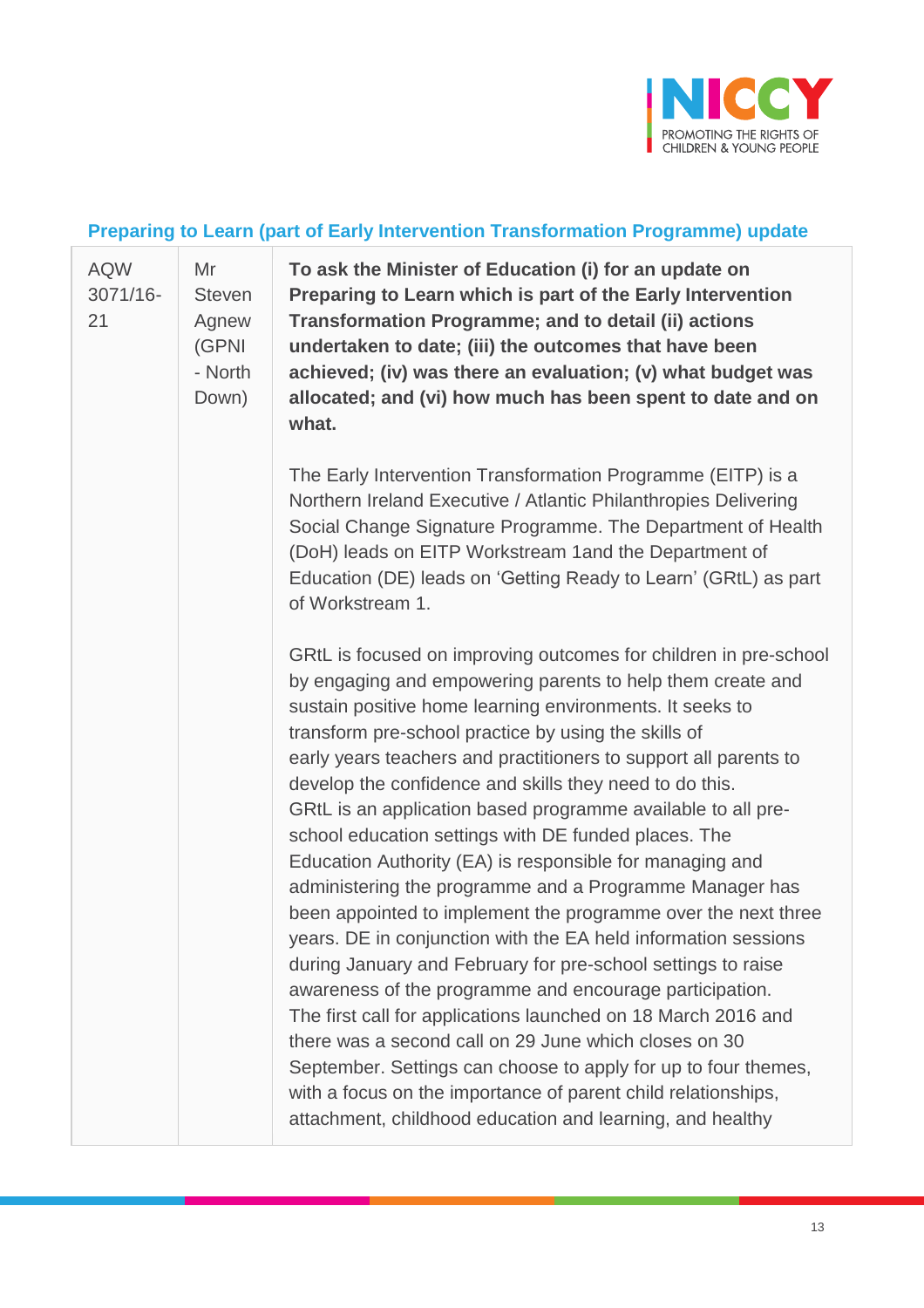### Preparing to Learn (part of Early Intervention Transformation Programme) update

| | | |
|---|---|---|
| AQW 3071/16-21 | Mr Steven Agnew (GPNI - North Down) | **To ask the Minister of Education (i) for an update on Preparing to Learn which is part of the Early Intervention Transformation Programme; and to detail (ii) actions undertaken to date; (iii) the outcomes that have been achieved; (iv) was there an evaluation; (v) what budget was allocated; and (vi) how much has been spent to date and on what.**<br><br>The Early Intervention Transformation Programme (EITP) is a Northern Ireland Executive / Atlantic Philanthropies Delivering Social Change Signature Programme. The Department of Health (DoH) leads on EITP Workstream 1and the Department of Education (DE) leads on 'Getting Ready to Learn' (GRtL) as part of Workstream 1.<br><br>GRtL is focused on improving outcomes for children in pre-school by engaging and empowering parents to help them create and sustain positive home learning environments. It seeks to transform pre-school practice by using the skills of early years teachers and practitioners to support all parents to develop the confidence and skills they need to do this. GRtL is an application based programme available to all pre-school education settings with DE funded places. The Education Authority (EA) is responsible for managing and administering the programme and a Programme Manager has been appointed to implement the programme over the next three years. DE in conjunction with the EA held information sessions during January and February for pre-school settings to raise awareness of the programme and encourage participation. The first call for applications launched on 18 March 2016 and there was a second call on 29 June which closes on 30 September. Settings can choose to apply for up to four themes, with a focus on the importance of parent child relationships, attachment, childhood education and learning, and healthy |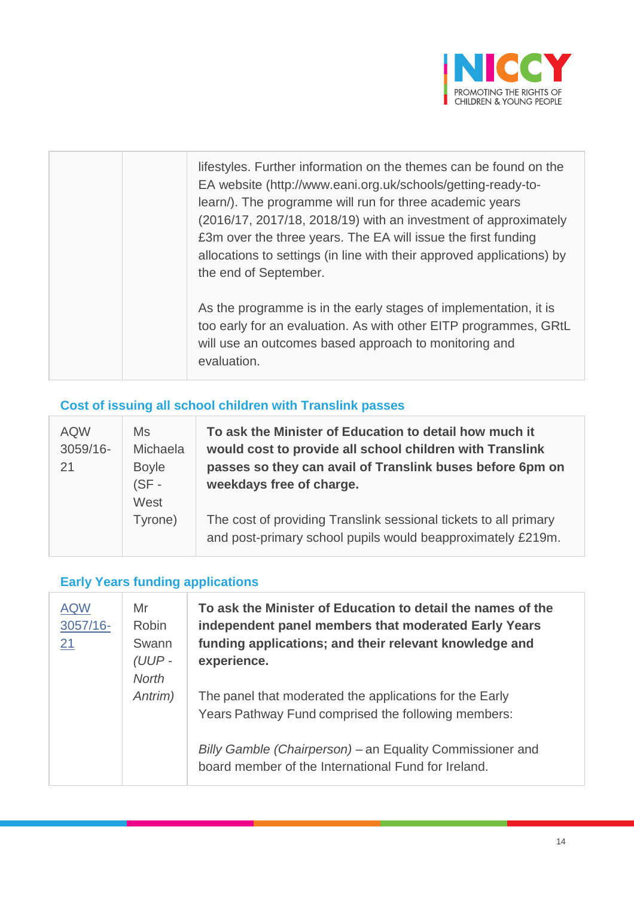| | | |
|---|---|---|
| | | lifestyles. Further information on the themes can be found on the EA website (http://www.eani.org.uk/schools/getting-ready-to-learn/). The programme will run for three academic years (2016/17, 2017/18, 2018/19) with an investment of approximately £3m over the three years. The EA will issue the first funding allocations to settings (in line with their approved applications) by the end of September.<br><br>As the programme is in the early stages of implementation, it is too early for an evaluation. As with other EITP programmes, GRtL will use an outcomes based approach to monitoring and evaluation. |

### Cost of issuing all school children with Translink passes

| | | |
|---|---|---|
| AQW 3059/16-21 | Ms Michaela Boyle (SF - West Tyrone) | **To ask the Minister of Education to detail how much it would cost to provide all school children with Translink passes so they can avail of Translink buses before 6pm on weekdays free of charge.**<br><br>The cost of providing Translink sessional tickets to all primary and post-primary school pupils would beapproximately £219m. |

### Early Years funding applications

| | | |
|---|---|---|
| AQW 3057/16-21 | Mr Robin Swann *(UUP - North Antrim)* | **To ask the Minister of Education to detail the names of the independent panel members that moderated Early Years funding applications; and their relevant knowledge and experience.**<br><br>The panel that moderated the applications for the Early Years Pathway Fund comprised the following members:<br><br>*Billy Gamble (Chairperson)* – an Equality Commissioner and board member of the International Fund for Ireland. |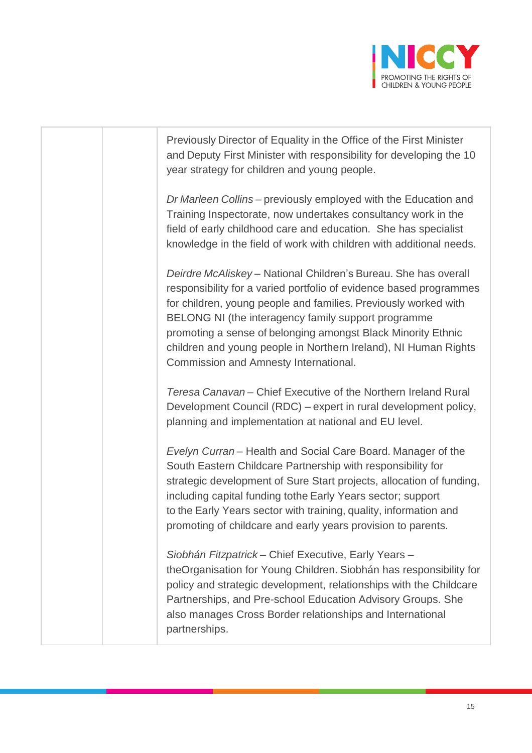| | | |
|---|---|---|
| | | Previously Director of Equality in the Office of the First Minister and Deputy First Minister with responsibility for developing the 10 year strategy for children and young people.<br><br>*Dr Marleen Collins* – previously employed with the Education and Training Inspectorate, now undertakes consultancy work in the field of early childhood care and education. She has specialist knowledge in the field of work with children with additional needs.<br><br>*Deirdre McAliskey* – National Children's Bureau. She has overall responsibility for a varied portfolio of evidence based programmes for children, young people and families. Previously worked with BELONG NI (the interagency family support programme promoting a sense of belonging amongst Black Minority Ethnic children and young people in Northern Ireland), NI Human Rights Commission and Amnesty International.<br><br>*Teresa Canavan* – Chief Executive of the Northern Ireland Rural Development Council (RDC) – expert in rural development policy, planning and implementation at national and EU level.<br><br>*Evelyn Curran* – Health and Social Care Board. Manager of the South Eastern Childcare Partnership with responsibility for strategic development of Sure Start projects, allocation of funding, including capital funding tothe Early Years sector; support to the Early Years sector with training, quality, information and promoting of childcare and early years provision to parents.<br><br>*Siobhán Fitzpatrick* – Chief Executive, Early Years – theOrganisation for Young Children. Siobhán has responsibility for policy and strategic development, relationships with the Childcare Partnerships, and Pre-school Education Advisory Groups. She also manages Cross Border relationships and International partnerships. |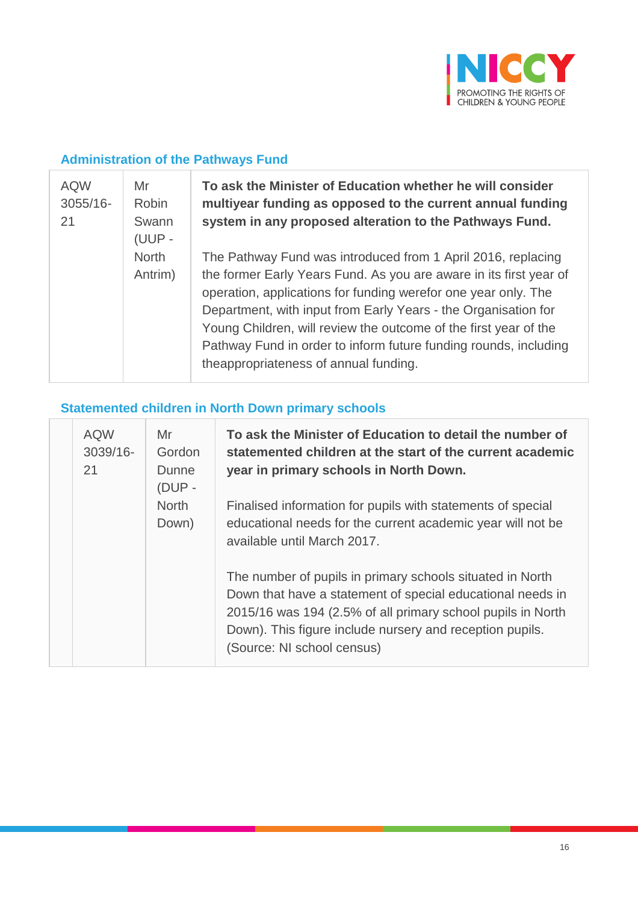## Administration of the Pathways Fund

| | | |
|---|---|---|
| AQW 3055/16-21 | Mr Robin Swann (UUP - North Antrim) | **To ask the Minister of Education whether he will consider multiyear funding as opposed to the current annual funding system in any proposed alteration to the Pathways Fund.**<br><br>The Pathway Fund was introduced from 1 April 2016, replacing the former Early Years Fund. As you are aware in its first year of operation, applications for funding werefor one year only. The Department, with input from Early Years - the Organisation for Young Children, will review the outcome of the first year of the Pathway Fund in order to inform future funding rounds, including theappropriateness of annual funding. |

## Statemented children in North Down primary schools

| | | | |
|---|---|---|---|
| | AQW 3039/16-21 | Mr Gordon Dunne (DUP - North Down) | **To ask the Minister of Education to detail the number of statemented children at the start of the current academic year in primary schools in North Down.**<br><br>Finalised information for pupils with statements of special educational needs for the current academic year will not be available until March 2017.<br><br>The number of pupils in primary schools situated in North Down that have a statement of special educational needs in 2015/16 was 194 (2.5% of all primary school pupils in North Down). This figure include nursery and reception pupils. (Source: NI school census) |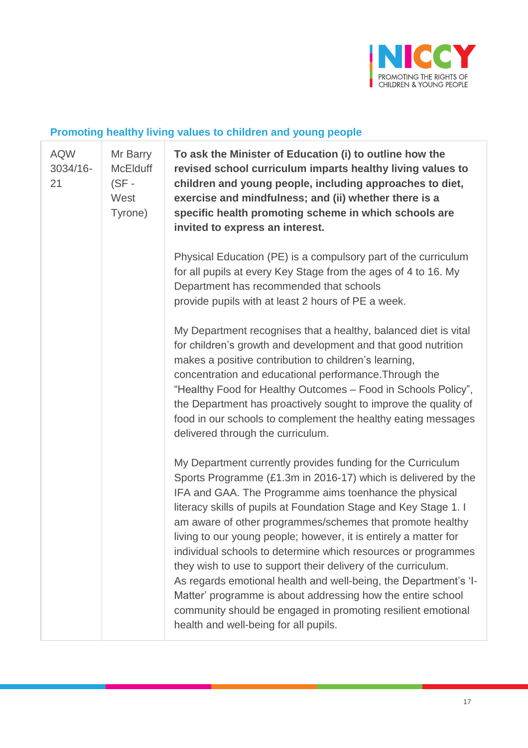### Promoting healthy living values to children and young people

| | | |
|---|---|---|
| AQW 3034/16-21 | Mr Barry McElduff (SF - West Tyrone) | **To ask the Minister of Education (i) to outline how the revised school curriculum imparts healthy living values to children and young people, including approaches to diet, exercise and mindfulness; and (ii) whether there is a specific health promoting scheme in which schools are invited to express an interest.**<br><br>Physical Education (PE) is a compulsory part of the curriculum for all pupils at every Key Stage from the ages of 4 to 16. My Department has recommended that schools provide pupils with at least 2 hours of PE a week.<br><br>My Department recognises that a healthy, balanced diet is vital for children's growth and development and that good nutrition makes a positive contribution to children's learning, concentration and educational performance.Through the "Healthy Food for Healthy Outcomes – Food in Schools Policy", the Department has proactively sought to improve the quality of food in our schools to complement the healthy eating messages delivered through the curriculum.<br><br>My Department currently provides funding for the Curriculum Sports Programme (£1.3m in 2016-17) which is delivered by the IFA and GAA. The Programme aims toenhance the physical literacy skills of pupils at Foundation Stage and Key Stage 1. I am aware of other programmes/schemes that promote healthy living to our young people; however, it is entirely a matter for individual schools to determine which resources or programmes they wish to use to support their delivery of the curriculum. As regards emotional health and well-being, the Department's 'I-Matter' programme is about addressing how the entire school community should be engaged in promoting resilient emotional health and well-being for all pupils. |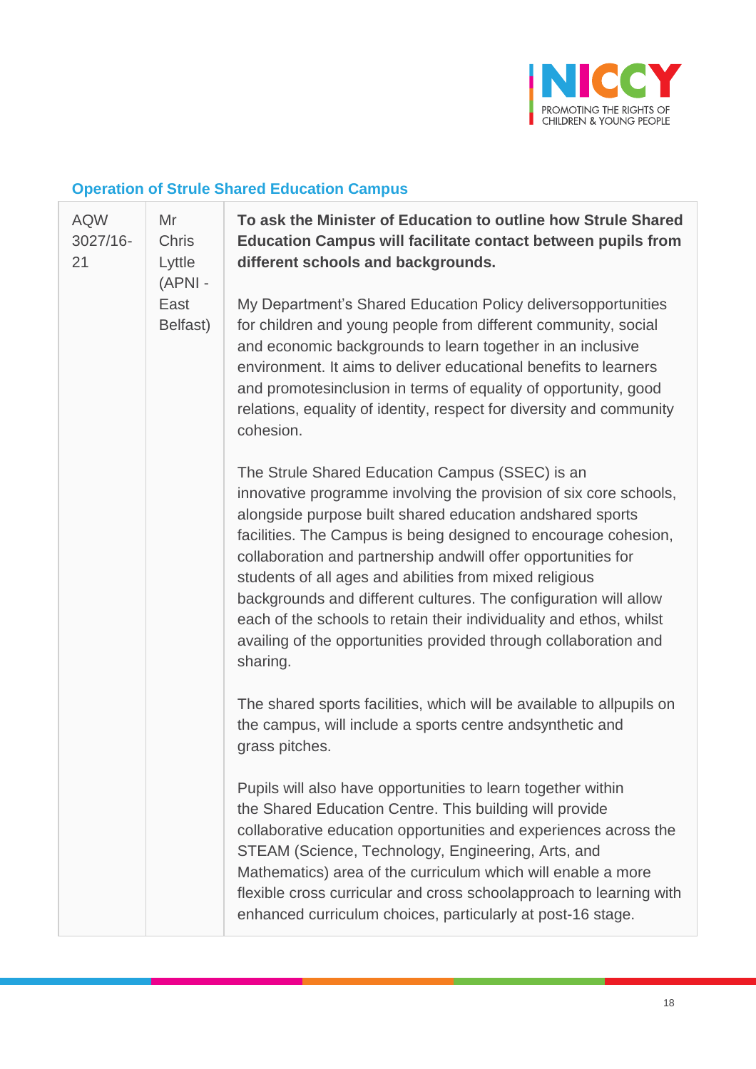### Operation of Strule Shared Education Campus

| | | |
|---|---|---|
| AQW 3027/16-21 | Mr Chris Lyttle (APNI - East Belfast) | **To ask the Minister of Education to outline how Strule Shared Education Campus will facilitate contact between pupils from different schools and backgrounds.**<br><br>My Department's Shared Education Policy deliversopportunities for children and young people from different community, social and economic backgrounds to learn together in an inclusive environment. It aims to deliver educational benefits to learners and promotesinclusion in terms of equality of opportunity, good relations, equality of identity, respect for diversity and community cohesion.<br><br>The Strule Shared Education Campus (SSEC) is an innovative programme involving the provision of six core schools, alongside purpose built shared education andshared sports facilities. The Campus is being designed to encourage cohesion, collaboration and partnership andwill offer opportunities for students of all ages and abilities from mixed religious backgrounds and different cultures. The configuration will allow each of the schools to retain their individuality and ethos, whilst availing of the opportunities provided through collaboration and sharing.<br><br>The shared sports facilities, which will be available to allpupils on the campus, will include a sports centre andsynthetic and grass pitches.<br><br>Pupils will also have opportunities to learn together within the Shared Education Centre. This building will provide collaborative education opportunities and experiences across the STEAM (Science, Technology, Engineering, Arts, and Mathematics) area of the curriculum which will enable a more flexible cross curricular and cross schoolapproach to learning with enhanced curriculum choices, particularly at post-16 stage. |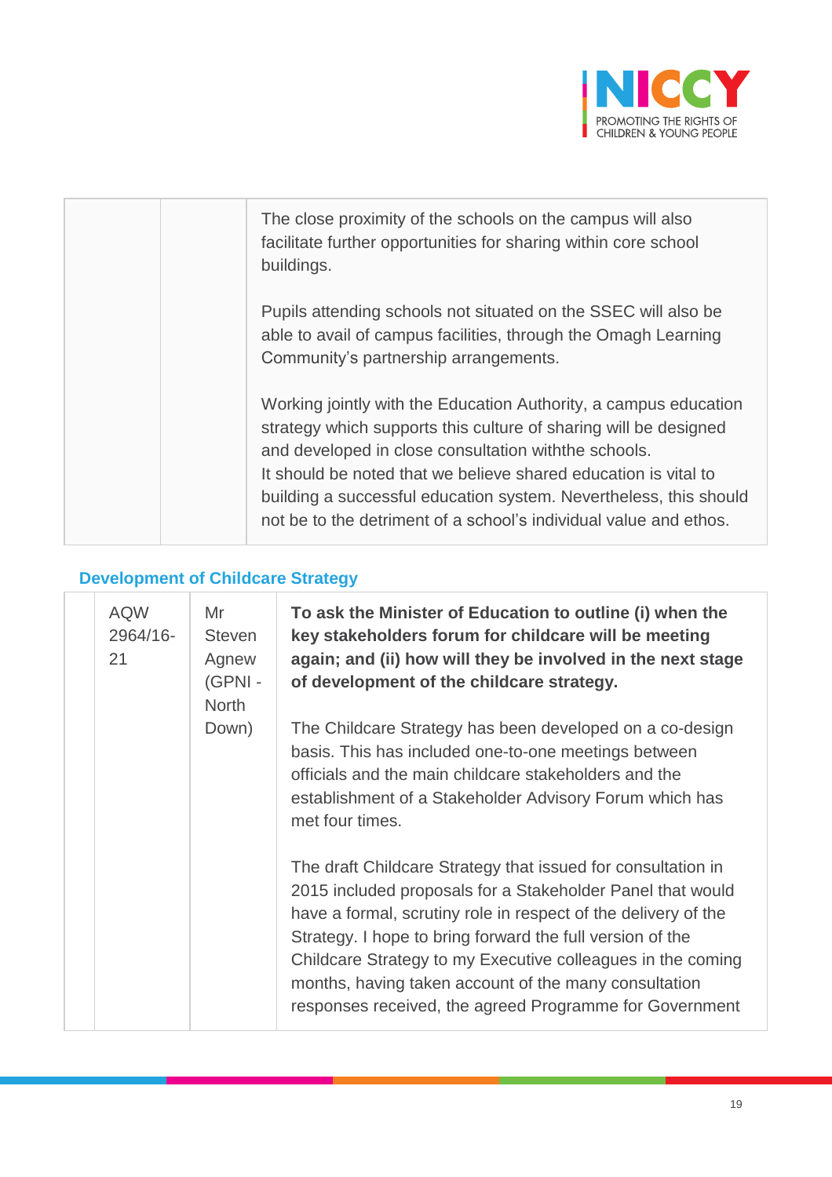| | | |
|---|---|---|
| | | The close proximity of the schools on the campus will also facilitate further opportunities for sharing within core school buildings.<br><br>Pupils attending schools not situated on the SSEC will also be able to avail of campus facilities, through the Omagh Learning Community's partnership arrangements.<br><br>Working jointly with the Education Authority, a campus education strategy which supports this culture of sharing will be designed and developed in close consultation withthe schools.<br>It should be noted that we believe shared education is vital to building a successful education system. Nevertheless, this should not be to the detriment of a school's individual value and ethos. |

## Development of Childcare Strategy

| | | | |
|---|---|---|---|
| | AQW 2964/16-21 | Mr Steven Agnew (GPNI - North Down) | **To ask the Minister of Education to outline (i) when the key stakeholders forum for childcare will be meeting again; and (ii) how will they be involved in the next stage of development of the childcare strategy.**<br><br>The Childcare Strategy has been developed on a co-design basis. This has included one-to-one meetings between officials and the main childcare stakeholders and the establishment of a Stakeholder Advisory Forum which has met four times.<br><br>The draft Childcare Strategy that issued for consultation in 2015 included proposals for a Stakeholder Panel that would have a formal, scrutiny role in respect of the delivery of the Strategy. I hope to bring forward the full version of the Childcare Strategy to my Executive colleagues in the coming months, having taken account of the many consultation responses received, the agreed Programme for Government |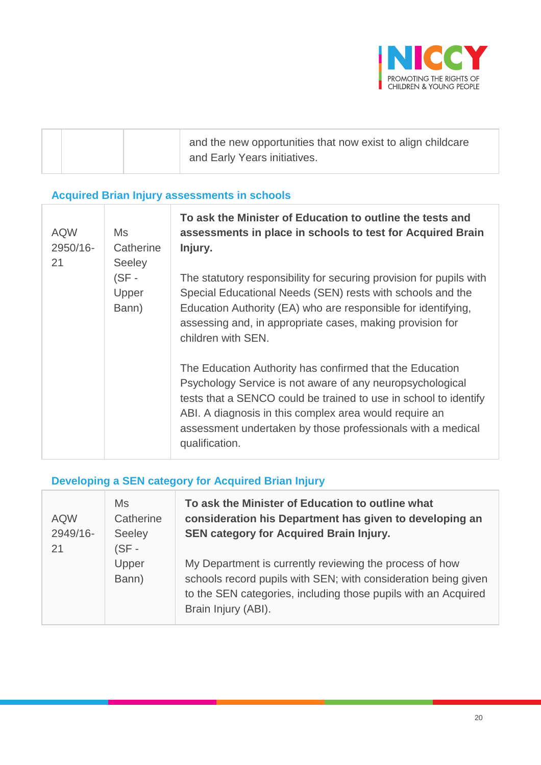| | | |
|---|---|---|
| | | and the new opportunities that now exist to align childcare and Early Years initiatives. |

### Acquired Brian Injury assessments in schools

| | | |
|---|---|---|
| AQW 2950/16-21 | Ms Catherine Seeley (SF - Upper Bann) | **To ask the Minister of Education to outline the tests and assessments in place in schools to test for Acquired Brain Injury.**<br><br>The statutory responsibility for securing provision for pupils with Special Educational Needs (SEN) rests with schools and the Education Authority (EA) who are responsible for identifying, assessing and, in appropriate cases, making provision for children with SEN.<br><br>The Education Authority has confirmed that the Education Psychology Service is not aware of any neuropsychological tests that a SENCO could be trained to use in school to identify ABI. A diagnosis in this complex area would require an assessment undertaken by those professionals with a medical qualification. |

### Developing a SEN category for Acquired Brian Injury

| | | |
|---|---|---|
| AQW 2949/16-21 | Ms Catherine Seeley (SF - Upper Bann) | **To ask the Minister of Education to outline what consideration his Department has given to developing an SEN category for Acquired Brain Injury.**<br><br>My Department is currently reviewing the process of how schools record pupils with SEN; with consideration being given to the SEN categories, including those pupils with an Acquired Brain Injury (ABI). |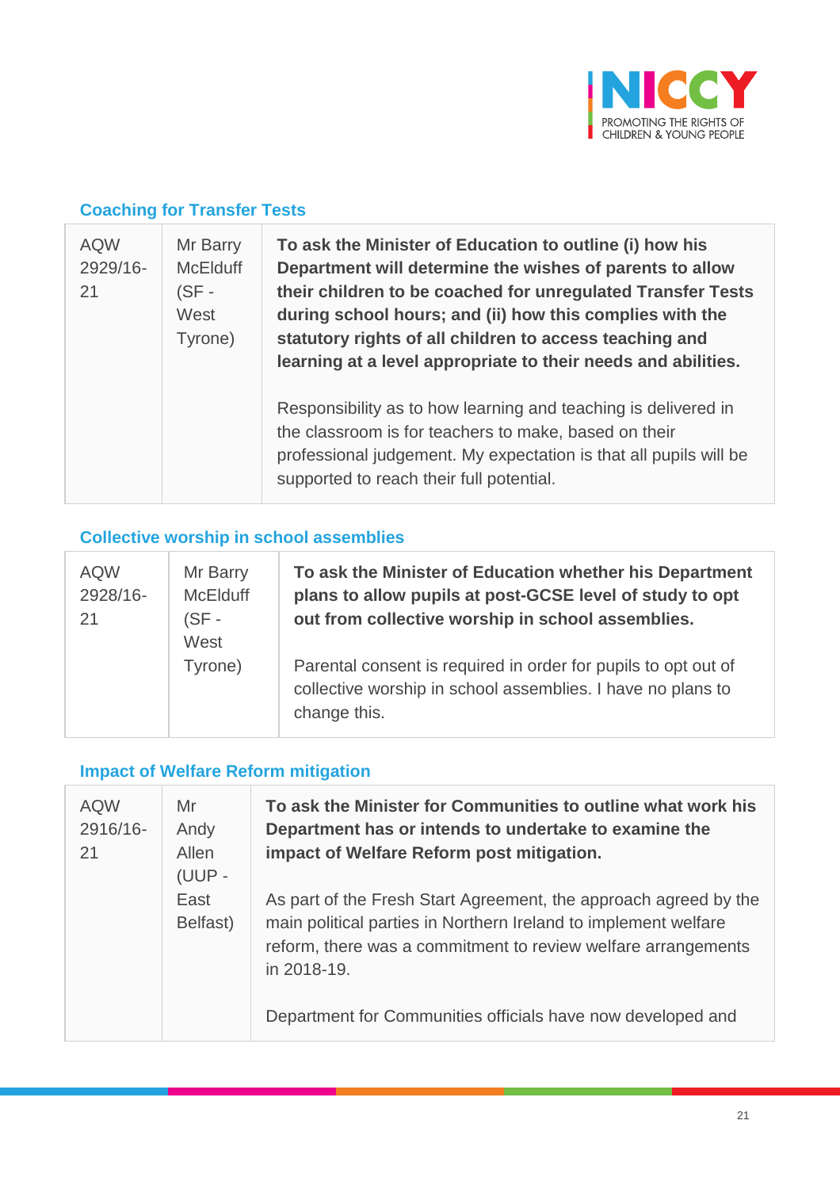## Coaching for Transfer Tests

| | | |
|---|---|---|
| AQW 2929/16-21 | Mr Barry McElduff (SF - West Tyrone) | **To ask the Minister of Education to outline (i) how his Department will determine the wishes of parents to allow their children to be coached for unregulated Transfer Tests during school hours; and (ii) how this complies with the statutory rights of all children to access teaching and learning at a level appropriate to their needs and abilities.**<br><br>Responsibility as to how learning and teaching is delivered in the classroom is for teachers to make, based on their professional judgement. My expectation is that all pupils will be supported to reach their full potential. |

## Collective worship in school assemblies

| | | |
|---|---|---|
| AQW 2928/16-21 | Mr Barry McElduff (SF - West Tyrone) | **To ask the Minister of Education whether his Department plans to allow pupils at post-GCSE level of study to opt out from collective worship in school assemblies.**<br><br>Parental consent is required in order for pupils to opt out of collective worship in school assemblies. I have no plans to change this. |

## Impact of Welfare Reform mitigation

| | | |
|---|---|---|
| AQW 2916/16-21 | Mr Andy Allen (UUP - East Belfast) | **To ask the Minister for Communities to outline what work his Department has or intends to undertake to examine the impact of Welfare Reform post mitigation.**<br><br>As part of the Fresh Start Agreement, the approach agreed by the main political parties in Northern Ireland to implement welfare reform, there was a commitment to review welfare arrangements in 2018-19.<br><br>Department for Communities officials have now developed and |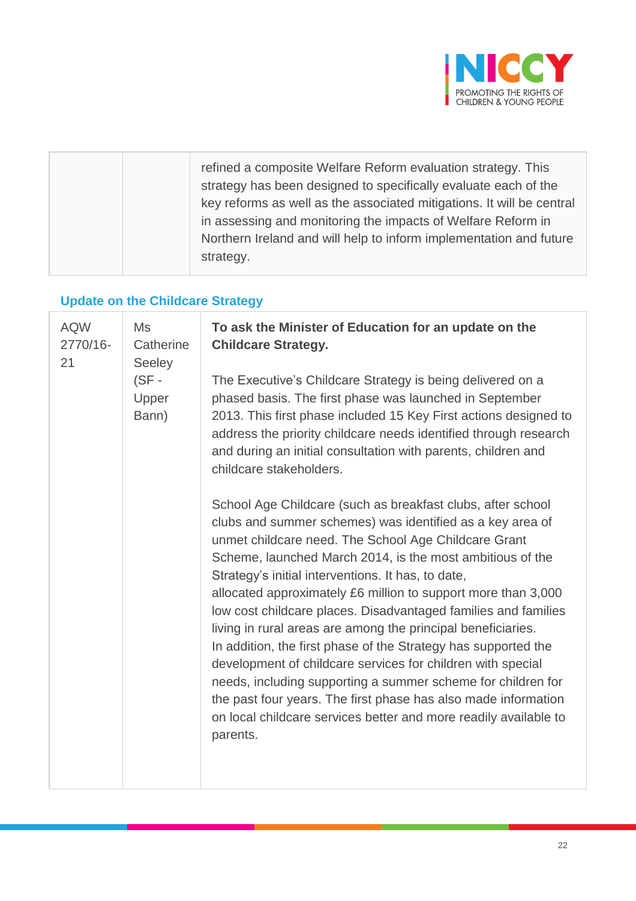| | | refined a composite Welfare Reform evaluation strategy. This strategy has been designed to specifically evaluate each of the key reforms as well as the associated mitigations. It will be central in assessing and monitoring the impacts of Welfare Reform in Northern Ireland and will help to inform implementation and future strategy. |
|---|---|---|

### Update on the Childcare Strategy

| AQW 2770/16-21 | Ms Catherine Seeley (SF - Upper Bann) | **To ask the Minister of Education for an update on the Childcare Strategy.**<br><br>The Executive's Childcare Strategy is being delivered on a phased basis. The first phase was launched in September 2013. This first phase included 15 Key First actions designed to address the priority childcare needs identified through research and during an initial consultation with parents, children and childcare stakeholders.<br><br>School Age Childcare (such as breakfast clubs, after school clubs and summer schemes) was identified as a key area of unmet childcare need. The School Age Childcare Grant Scheme, launched March 2014, is the most ambitious of the Strategy's initial interventions. It has, to date, allocated approximately £6 million to support more than 3,000 low cost childcare places. Disadvantaged families and families living in rural areas are among the principal beneficiaries. In addition, the first phase of the Strategy has supported the development of childcare services for children with special needs, including supporting a summer scheme for children for the past four years. The first phase has also made information on local childcare services better and more readily available to parents. |
|---|---|---|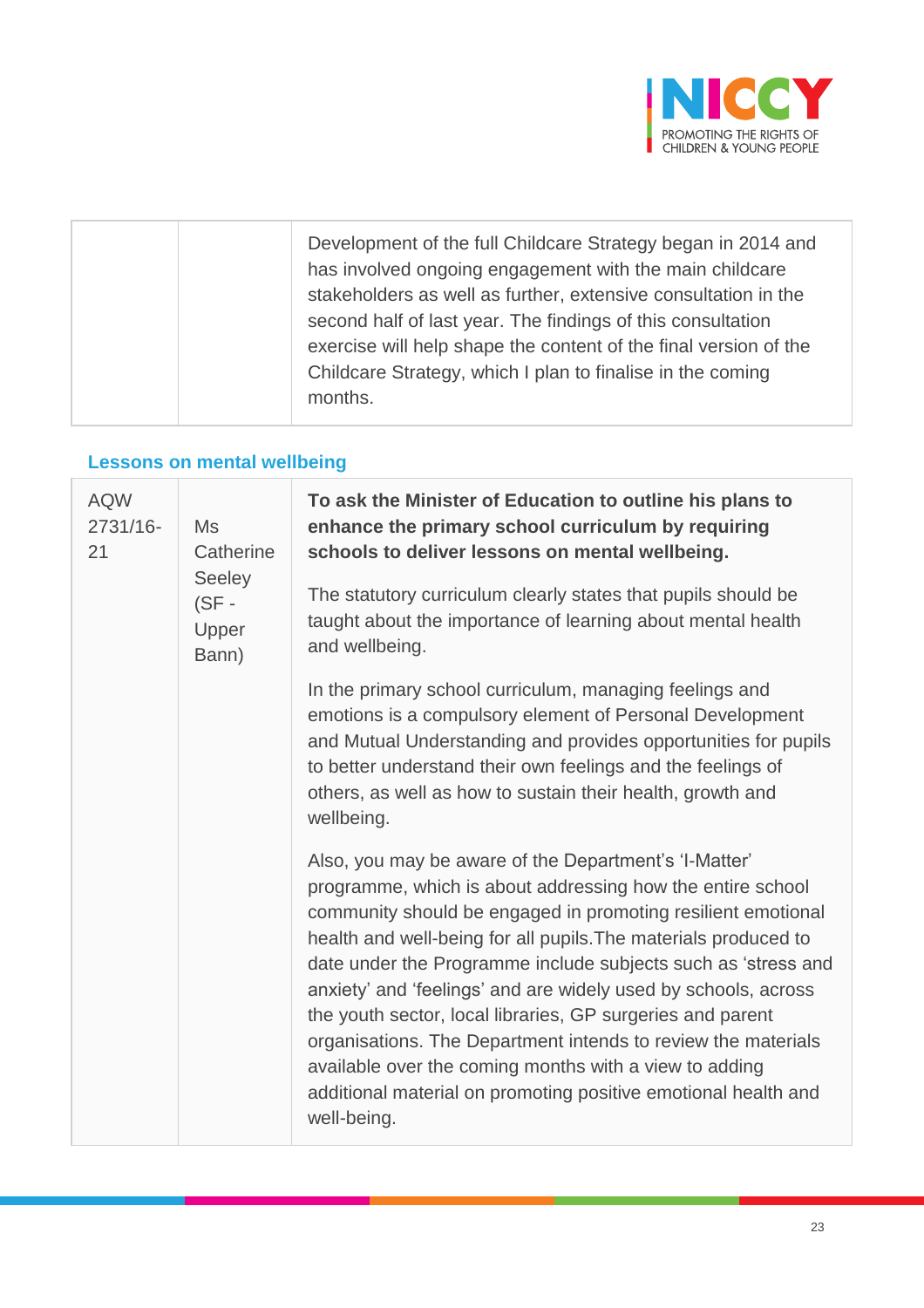| | | |
|---|---|---|
| | | Development of the full Childcare Strategy began in 2014 and has involved ongoing engagement with the main childcare stakeholders as well as further, extensive consultation in the second half of last year. The findings of this consultation exercise will help shape the content of the final version of the Childcare Strategy, which I plan to finalise in the coming months. |

## Lessons on mental wellbeing

| | | |
|---|---|---|
| AQW 2731/16-21 | Ms Catherine Seeley (SF - Upper Bann) | **To ask the Minister of Education to outline his plans to enhance the primary school curriculum by requiring schools to deliver lessons on mental wellbeing.**<br><br>The statutory curriculum clearly states that pupils should be taught about the importance of learning about mental health and wellbeing.<br><br>In the primary school curriculum, managing feelings and emotions is a compulsory element of Personal Development and Mutual Understanding and provides opportunities for pupils to better understand their own feelings and the feelings of others, as well as how to sustain their health, growth and wellbeing.<br><br>Also, you may be aware of the Department's 'I-Matter' programme, which is about addressing how the entire school community should be engaged in promoting resilient emotional health and well-being for all pupils.The materials produced to date under the Programme include subjects such as 'stress and anxiety' and 'feelings' and are widely used by schools, across the youth sector, local libraries, GP surgeries and parent organisations. The Department intends to review the materials available over the coming months with a view to adding additional material on promoting positive emotional health and well-being. |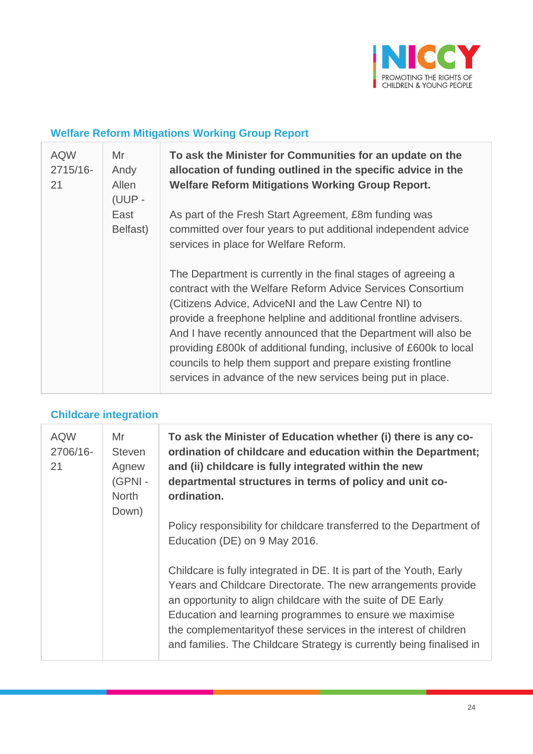### Welfare Reform Mitigations Working Group Report

| | | |
|---|---|---|
| AQW 2715/16-21 | Mr Andy Allen (UUP - East Belfast) | **To ask the Minister for Communities for an update on the allocation of funding outlined in the specific advice in the Welfare Reform Mitigations Working Group Report.**<br><br>As part of the Fresh Start Agreement, £8m funding was committed over four years to put additional independent advice services in place for Welfare Reform.<br><br>The Department is currently in the final stages of agreeing a contract with the Welfare Reform Advice Services Consortium (Citizens Advice, AdviceNI and the Law Centre NI) to provide a freephone helpline and additional frontline advisers. And I have recently announced that the Department will also be providing £800k of additional funding, inclusive of £600k to local councils to help them support and prepare existing frontline services in advance of the new services being put in place. |

### Childcare integration

| | | |
|---|---|---|
| AQW 2706/16-21 | Mr Steven Agnew (GPNI - North Down) | **To ask the Minister of Education whether (i) there is any co-ordination of childcare and education within the Department; and (ii) childcare is fully integrated within the new departmental structures in terms of policy and unit co-ordination.**<br><br>Policy responsibility for childcare transferred to the Department of Education (DE) on 9 May 2016.<br><br>Childcare is fully integrated in DE. It is part of the Youth, Early Years and Childcare Directorate. The new arrangements provide an opportunity to align childcare with the suite of DE Early Education and learning programmes to ensure we maximise the complementarityof these services in the interest of children and families. The Childcare Strategy is currently being finalised in |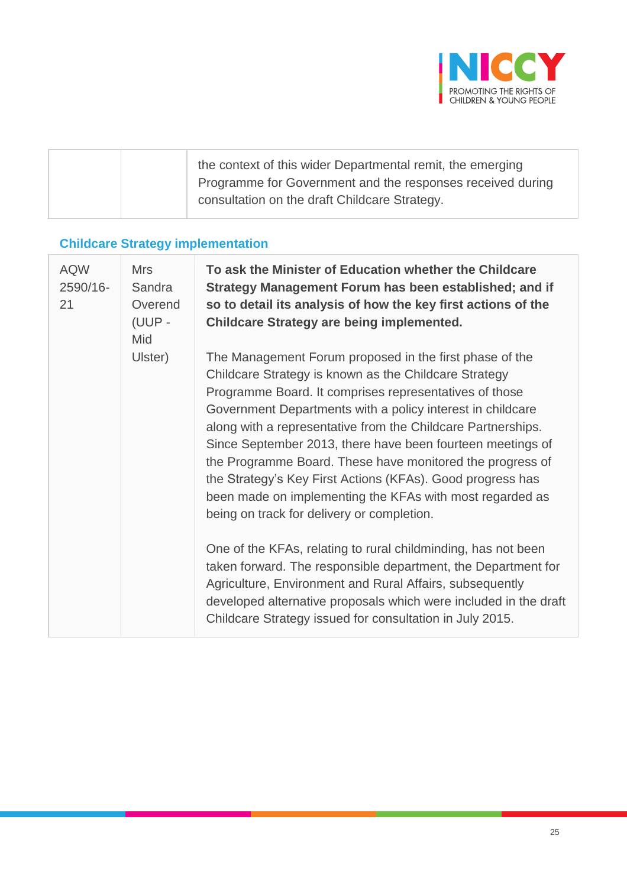| | | the context of this wider Departmental remit, the emerging Programme for Government and the responses received during consultation on the draft Childcare Strategy. |
|---|---|---|

### Childcare Strategy implementation

| | | |
|---|---|---|
| AQW 2590/16-21 | Mrs Sandra Overend (UUP - Mid Ulster) | **To ask the Minister of Education whether the Childcare Strategy Management Forum has been established; and if so to detail its analysis of how the key first actions of the Childcare Strategy are being implemented.**<br><br>The Management Forum proposed in the first phase of the Childcare Strategy is known as the Childcare Strategy Programme Board. It comprises representatives of those Government Departments with a policy interest in childcare along with a representative from the Childcare Partnerships. Since September 2013, there have been fourteen meetings of the Programme Board. These have monitored the progress of the Strategy's Key First Actions (KFAs). Good progress has been made on implementing the KFAs with most regarded as being on track for delivery or completion.<br><br>One of the KFAs, relating to rural childminding, has not been taken forward. The responsible department, the Department for Agriculture, Environment and Rural Affairs, subsequently developed alternative proposals which were included in the draft Childcare Strategy issued for consultation in July 2015. |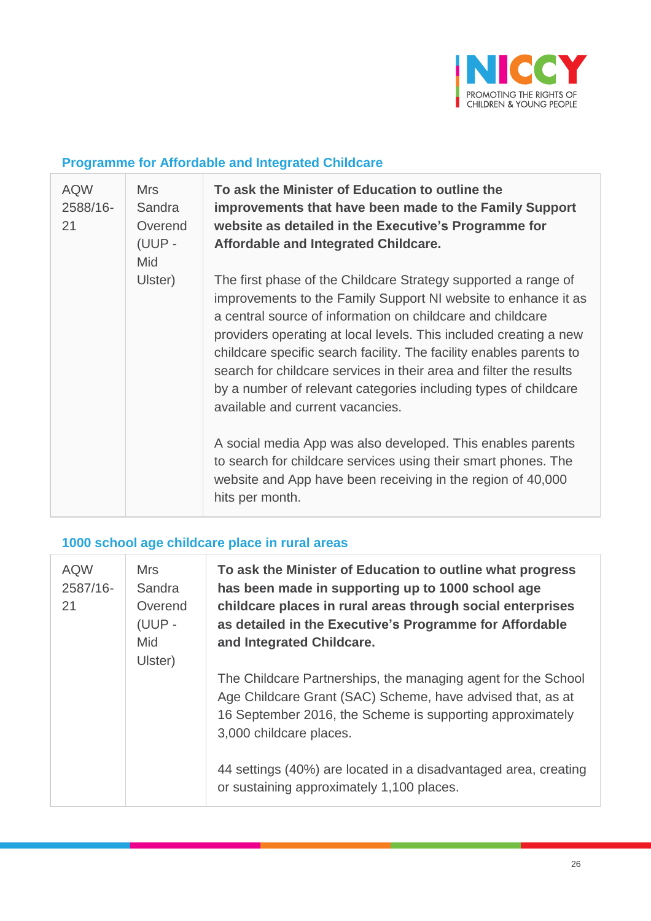### Programme for Affordable and Integrated Childcare

| | | |
|---|---|---|
| AQW 2588/16-21 | Mrs Sandra Overend (UUP - Mid Ulster) | **To ask the Minister of Education to outline the improvements that have been made to the Family Support website as detailed in the Executive's Programme for Affordable and Integrated Childcare.**<br><br>The first phase of the Childcare Strategy supported a range of improvements to the Family Support NI website to enhance it as a central source of information on childcare and childcare providers operating at local levels. This included creating a new childcare specific search facility. The facility enables parents to search for childcare services in their area and filter the results by a number of relevant categories including types of childcare available and current vacancies.<br><br>A social media App was also developed. This enables parents to search for childcare services using their smart phones. The website and App have been receiving in the region of 40,000 hits per month. |

### 1000 school age childcare place in rural areas

| | | |
|---|---|---|
| AQW 2587/16-21 | Mrs Sandra Overend (UUP - Mid Ulster) | **To ask the Minister of Education to outline what progress has been made in supporting up to 1000 school age childcare places in rural areas through social enterprises as detailed in the Executive's Programme for Affordable and Integrated Childcare.**<br><br>The Childcare Partnerships, the managing agent for the School Age Childcare Grant (SAC) Scheme, have advised that, as at 16 September 2016, the Scheme is supporting approximately 3,000 childcare places.<br><br>44 settings (40%) are located in a disadvantaged area, creating or sustaining approximately 1,100 places. |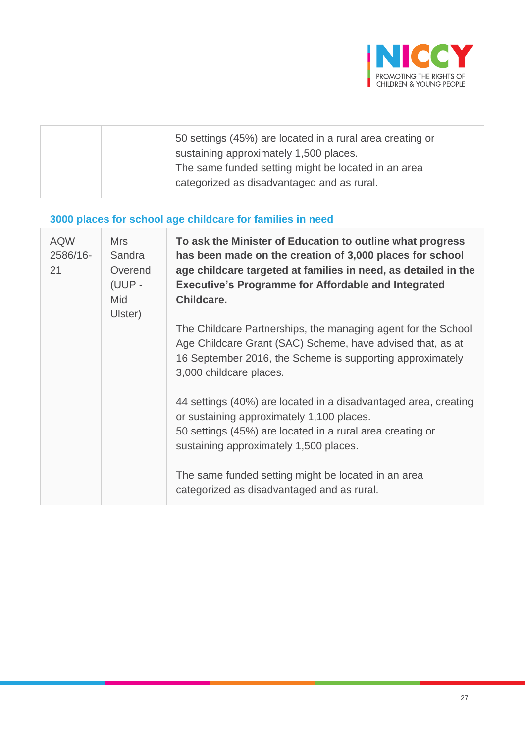| | | |
|---|---|---|
| | | 50 settings (45%) are located in a rural area creating or sustaining approximately 1,500 places.<br>The same funded setting might be located in an area categorized as disadvantaged and as rural. |

### 3000 places for school age childcare for families in need

| | | |
|---|---|---|
| AQW 2586/16-21 | Mrs Sandra Overend (UUP - Mid Ulster) | **To ask the Minister of Education to outline what progress has been made on the creation of 3,000 places for school age childcare targeted at families in need, as detailed in the Executive's Programme for Affordable and Integrated Childcare.**<br><br>The Childcare Partnerships, the managing agent for the School Age Childcare Grant (SAC) Scheme, have advised that, as at 16 September 2016, the Scheme is supporting approximately 3,000 childcare places.<br><br>44 settings (40%) are located in a disadvantaged area, creating or sustaining approximately 1,100 places.<br>50 settings (45%) are located in a rural area creating or sustaining approximately 1,500 places.<br><br>The same funded setting might be located in an area categorized as disadvantaged and as rural. |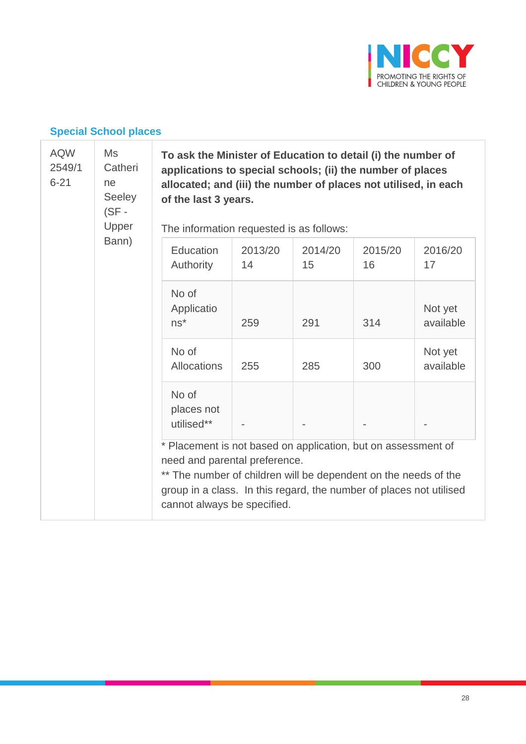## Special School places

| AQW 2549/16-21 | Ms Catherine Seeley (SF - Upper Bann) | **To ask the Minister of Education to detail (i) the number of applications to special schools; (ii) the number of places allocated; and (iii) the number of places not utilised, in each of the last 3 years.**<br><br>The information requested is as follows: |
|---|---|---|

| Education Authority | 2013/2014 | 2014/2015 | 2015/2016 | 2016/2017 |
|---|---|---|---|---|
| No of Applications* | 259 | 291 | 314 | Not yet available |
| No of Allocations | 255 | 285 | 300 | Not yet available |
| No of places not utilised** | - | - | - | - |

\* Placement is not based on application, but on assessment of need and parental preference.

\*\* The number of children will be dependent on the needs of the group in a class. In this regard, the number of places not utilised cannot always be specified.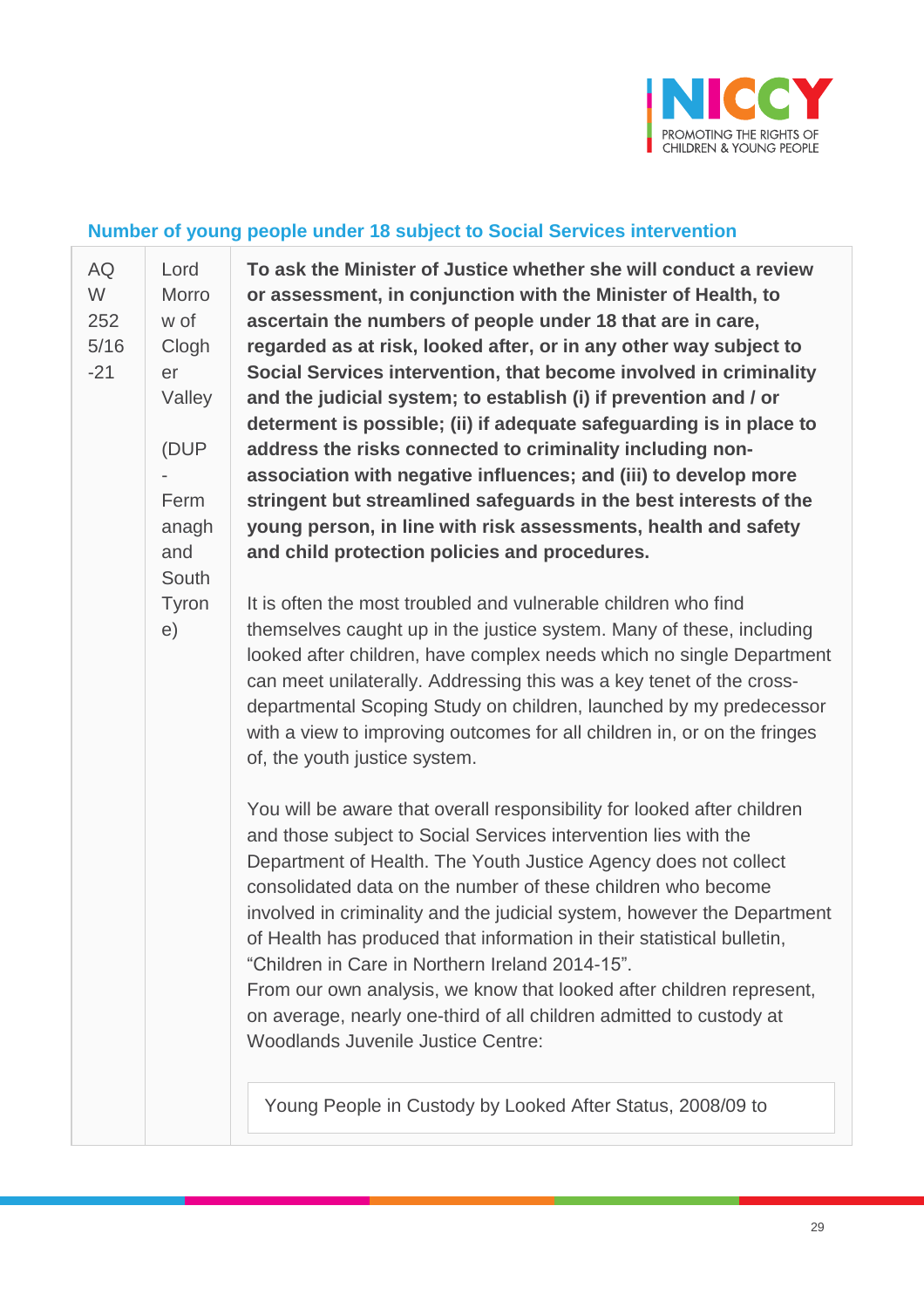## Number of young people under 18 subject to Social Services intervention

| | | |
|---|---|---|
| AQW 2525/16-21 | Lord Morrow of Clogher Valley (DUP - Fermanagh and South Tyrone) | **To ask the Minister of Justice whether she will conduct a review or assessment, in conjunction with the Minister of Health, to ascertain the numbers of people under 18 that are in care, regarded as at risk, looked after, or in any other way subject to Social Services intervention, that become involved in criminality and the judicial system; to establish (i) if prevention and / or determent is possible; (ii) if adequate safeguarding is in place to address the risks connected to criminality including non-association with negative influences; and (iii) to develop more stringent but streamlined safeguards in the best interests of the young person, in line with risk assessments, health and safety and child protection policies and procedures.**<br><br>It is often the most troubled and vulnerable children who find themselves caught up in the justice system. Many of these, including looked after children, have complex needs which no single Department can meet unilaterally. Addressing this was a key tenet of the cross-departmental Scoping Study on children, launched by my predecessor with a view to improving outcomes for all children in, or on the fringes of, the youth justice system.<br><br>You will be aware that overall responsibility for looked after children and those subject to Social Services intervention lies with the Department of Health. The Youth Justice Agency does not collect consolidated data on the number of these children who become involved in criminality and the judicial system, however the Department of Health has produced that information in their statistical bulletin, “Children in Care in Northern Ireland 2014-15”.<br>From our own analysis, we know that looked after children represent, on average, nearly one-third of all children admitted to custody at Woodlands Juvenile Justice Centre:<br><br>Young People in Custody by Looked After Status, 2008/09 to |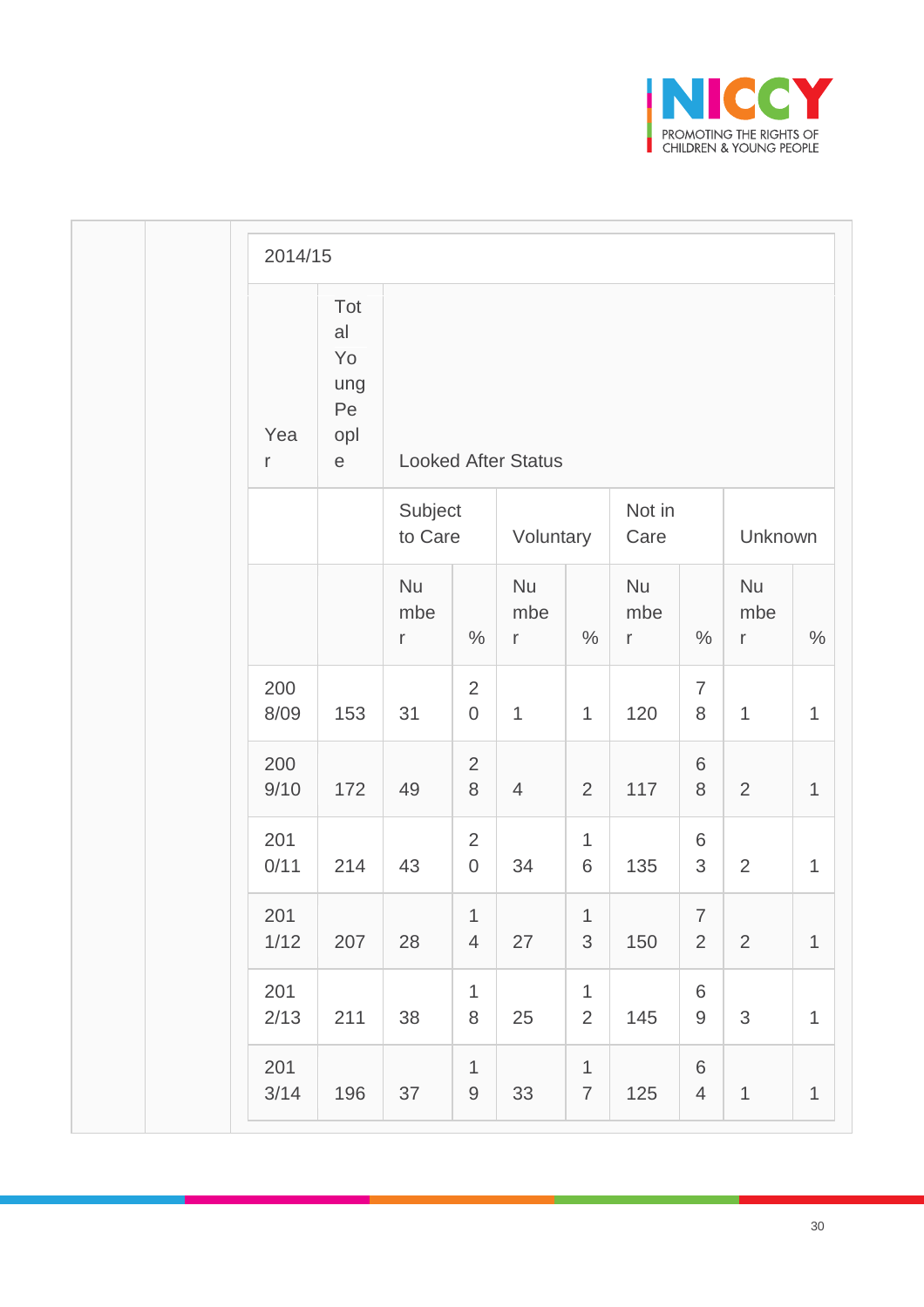| 2014/15 | | | | | | | | | |
|---|---|---|---|---|---|---|---|---|---|
| Year | Total Young People | Looked After Status | | | | | | | |
| | | Subject to Care | | Voluntary | | Not in Care | | Unknown | |
| | | Number | % | Number | % | Number | % | Number | % |
| 2008/09 | 153 | 31 | 20 | 1 | 1 | 120 | 78 | 1 | 1 |
| 2009/10 | 172 | 49 | 28 | 4 | 2 | 117 | 68 | 2 | 1 |
| 2010/11 | 214 | 43 | 20 | 34 | 16 | 135 | 63 | 2 | 1 |
| 2011/12 | 207 | 28 | 14 | 27 | 13 | 150 | 72 | 2 | 1 |
| 2012/13 | 211 | 38 | 18 | 25 | 12 | 145 | 69 | 3 | 1 |
| 2013/14 | 196 | 37 | 19 | 33 | 17 | 125 | 64 | 1 | 1 |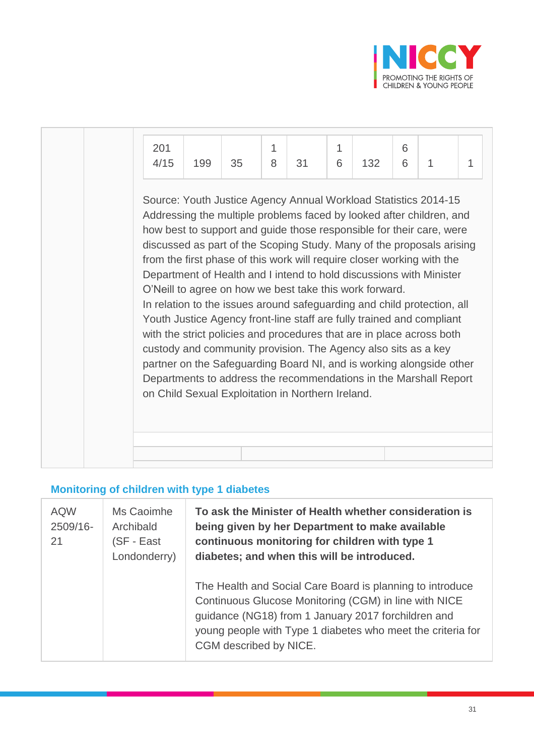| 2014/15 | 199 | 35 | 18 | 31 | 16 | 132 | 66 | 1 | 1 |
|---|---|---|---|---|---|---|---|---|---|

Source: Youth Justice Agency Annual Workload Statistics 2014-15

Addressing the multiple problems faced by looked after children, and how best to support and guide those responsible for their care, were discussed as part of the Scoping Study. Many of the proposals arising from the first phase of this work will require closer working with the Department of Health and I intend to hold discussions with Minister O'Neill to agree on how we best take this work forward.

In relation to the issues around safeguarding and child protection, all Youth Justice Agency front-line staff are fully trained and compliant with the strict policies and procedures that are in place across both custody and community provision. The Agency also sits as a key partner on the Safeguarding Board NI, and is working alongside other Departments to address the recommendations in the Marshall Report on Child Sexual Exploitation in Northern Ireland.

### Monitoring of children with type 1 diabetes

| | | |
|---|---|---|
| AQW 2509/16-21 | Ms Caoimhe Archibald (SF - East Londonderry) | **To ask the Minister of Health whether consideration is being given by her Department to make available continuous monitoring for children with type 1 diabetes; and when this will be introduced.**<br><br>The Health and Social Care Board is planning to introduce Continuous Glucose Monitoring (CGM) in line with NICE guidance (NG18) from 1 January 2017 forchildren and young people with Type 1 diabetes who meet the criteria for CGM described by NICE. |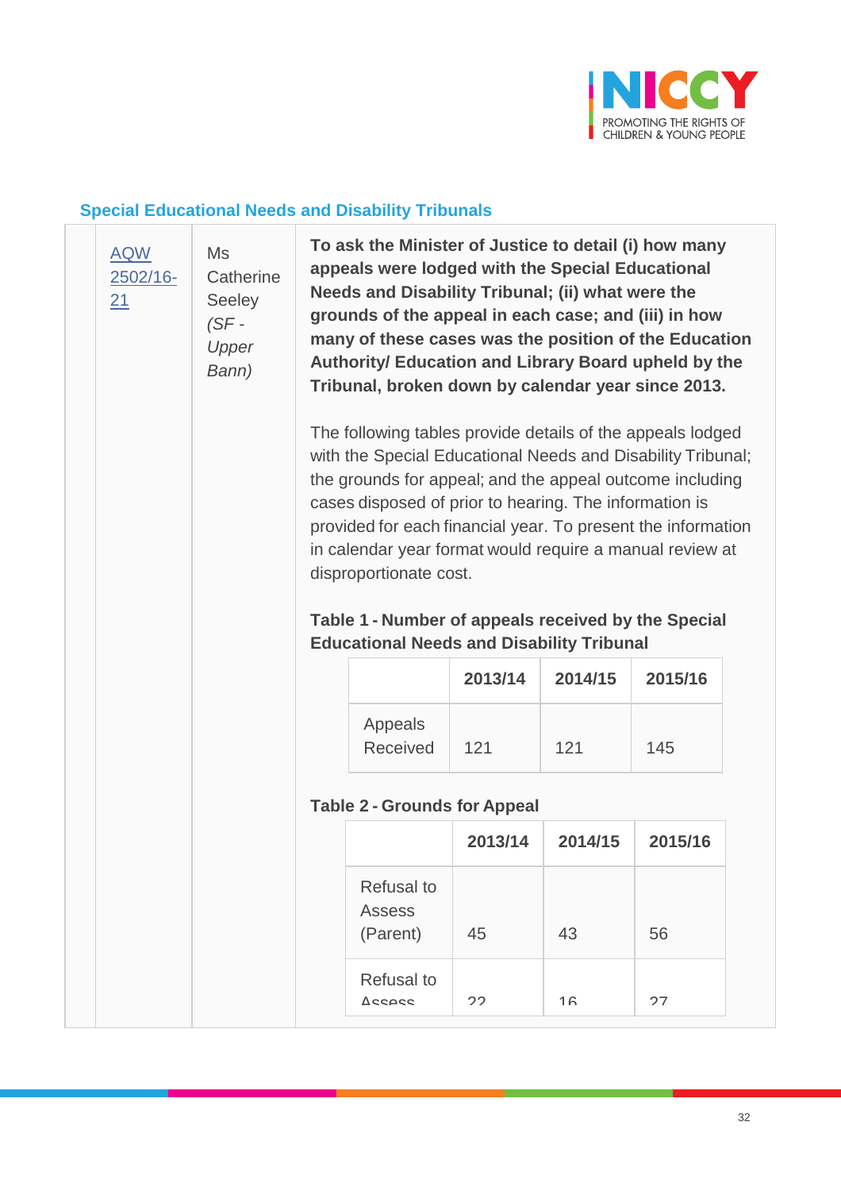## Special Educational Needs and Disability Tribunals

| | | | |
|---|---|---|---|
| | AQW 2502/16-21 | Ms Catherine Seeley *(SF - Upper Bann)* | **To ask the Minister of Justice to detail (i) how many appeals were lodged with the Special Educational Needs and Disability Tribunal; (ii) what were the grounds of the appeal in each case; and (iii) in how many of these cases was the position of the Education Authority/ Education and Library Board upheld by the Tribunal, broken down by calendar year since 2013.** |

The following tables provide details of the appeals lodged with the Special Educational Needs and Disability Tribunal; the grounds for appeal; and the appeal outcome including cases disposed of prior to hearing. The information is provided for each financial year. To present the information in calendar year format would require a manual review at disproportionate cost.

**Table 1 - Number of appeals received by the Special Educational Needs and Disability Tribunal**

| | 2013/14 | 2014/15 | 2015/16 |
|---|---|---|---|
| Appeals Received | 121 | 121 | 145 |

**Table 2 - Grounds for Appeal**

| | 2013/14 | 2014/15 | 2015/16 |
|---|---|---|---|
| Refusal to Assess (Parent) | 45 | 43 | 56 |
| Refusal to Assess | 22 | 16 | 27 |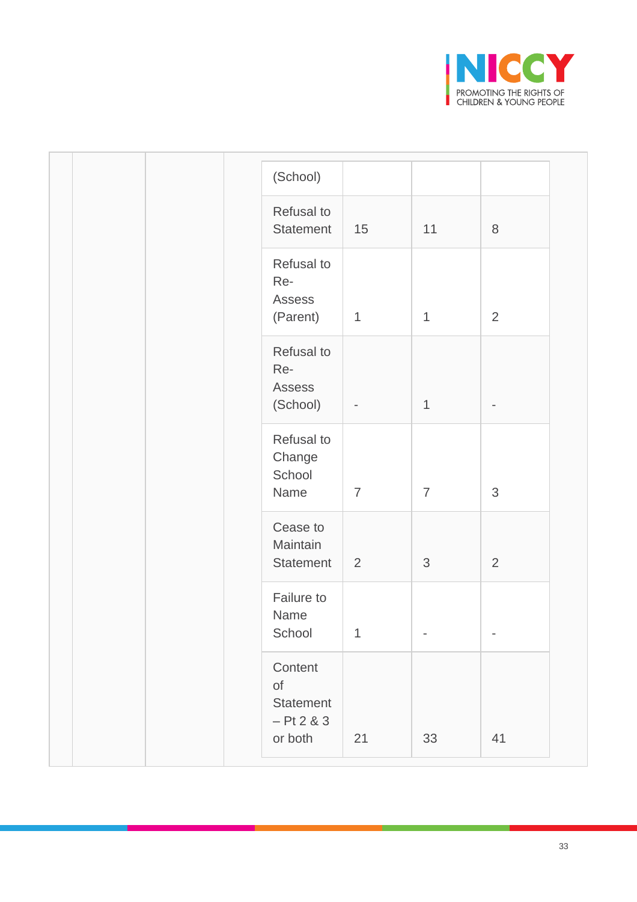| | | | | | | |
|---|---|---|---|---|---|---|
| | | | (School) | | | |
| | | | Refusal to Statement | 15 | 11 | 8 |
| | | | Refusal to Re-Assess (Parent) | 1 | 1 | 2 |
| | | | Refusal to Re-Assess (School) | - | 1 | - |
| | | | Refusal to Change School Name | 7 | 7 | 3 |
| | | | Cease to Maintain Statement | 2 | 3 | 2 |
| | | | Failure to Name School | 1 | - | - |
| | | | Content of Statement – Pt 2 & 3 or both | 21 | 33 | 41 |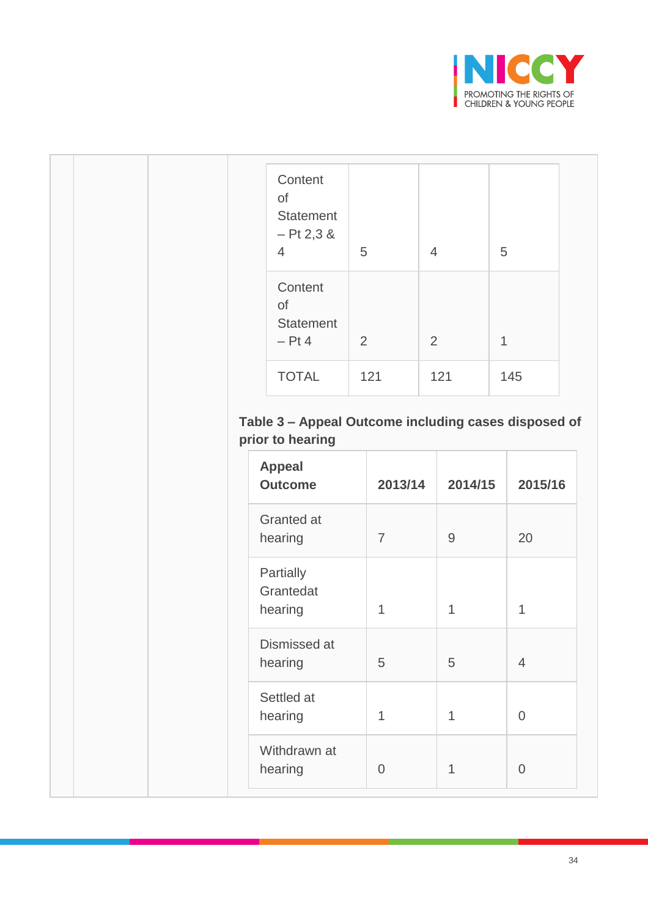| Content of Statement – Pt 2,3 & 4 | 5 | 4 | 5 |
|---|---|---|---|
| Content of Statement – Pt 4 | 2 | 2 | 1 |
| TOTAL | 121 | 121 | 145 |

**Table 3 – Appeal Outcome including cases disposed of prior to hearing**

| Appeal Outcome | 2013/14 | 2014/15 | 2015/16 |
|---|---|---|---|
| Granted at hearing | 7 | 9 | 20 |
| Partially Grantedat hearing | 1 | 1 | 1 |
| Dismissed at hearing | 5 | 5 | 4 |
| Settled at hearing | 1 | 1 | 0 |
| Withdrawn at hearing | 0 | 1 | 0 |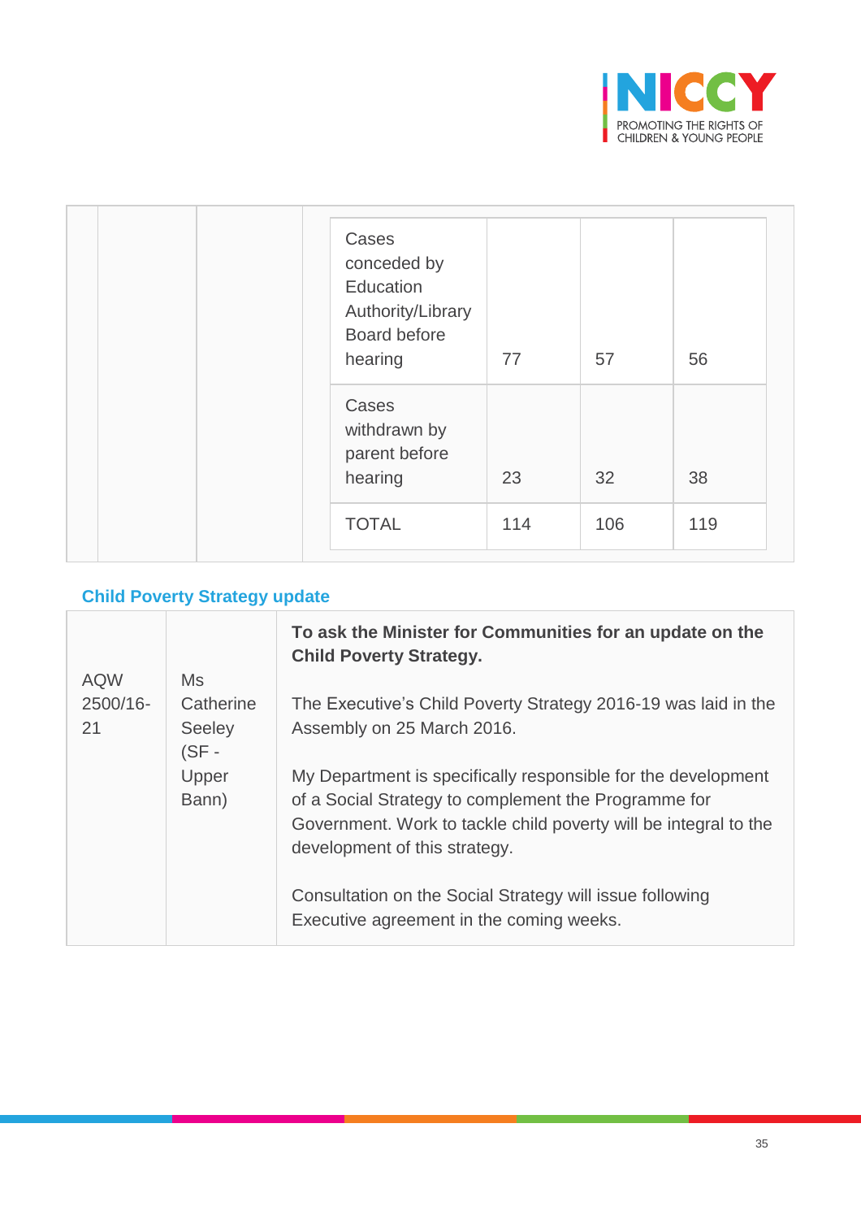| | | | | | | |
|---|---|---|---|---|---|---|
| | | | Cases conceded by Education Authority/Library Board before hearing | 77 | 57 | 56 |
| | | | Cases withdrawn by parent before hearing | 23 | 32 | 38 |
| | | | TOTAL | 114 | 106 | 119 |

## Child Poverty Strategy update

| | | |
|---|---|---|
| AQW 2500/16-21 | Ms Catherine Seeley (SF - Upper Bann) | **To ask the Minister for Communities for an update on the Child Poverty Strategy.**<br><br>The Executive's Child Poverty Strategy 2016-19 was laid in the Assembly on 25 March 2016.<br><br>My Department is specifically responsible for the development of a Social Strategy to complement the Programme for Government. Work to tackle child poverty will be integral to the development of this strategy.<br><br>Consultation on the Social Strategy will issue following Executive agreement in the coming weeks. |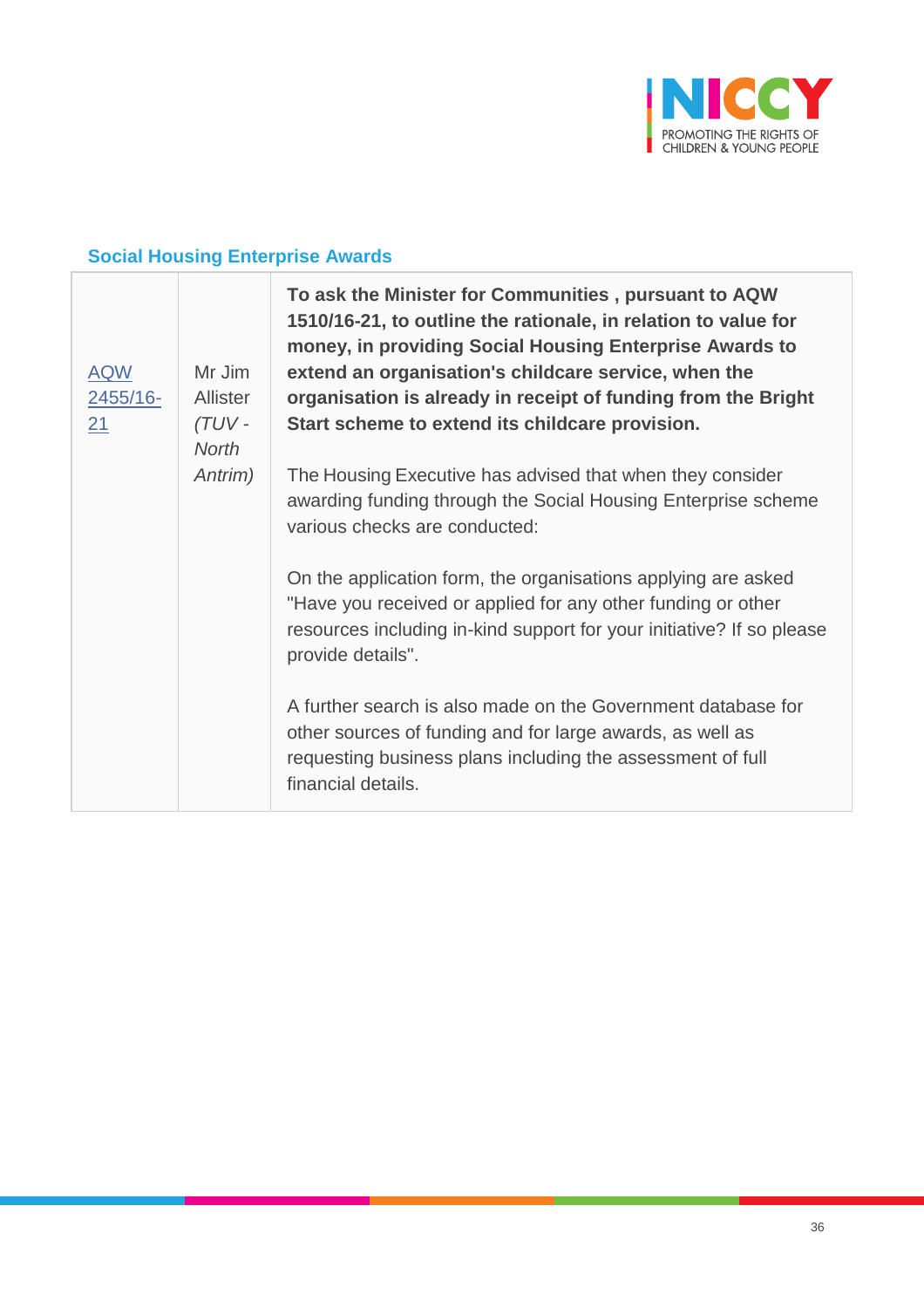### Social Housing Enterprise Awards

| | | |
|---|---|---|
| AQW 2455/16-21 | Mr Jim Allister *(TUV - North Antrim)* | **To ask the Minister for Communities , pursuant to AQW 1510/16-21, to outline the rationale, in relation to value for money, in providing Social Housing Enterprise Awards to extend an organisation's childcare service, when the organisation is already in receipt of funding from the Bright Start scheme to extend its childcare provision.**<br><br>The Housing Executive has advised that when they consider awarding funding through the Social Housing Enterprise scheme various checks are conducted:<br><br>On the application form, the organisations applying are asked "Have you received or applied for any other funding or other resources including in-kind support for your initiative? If so please provide details".<br><br>A further search is also made on the Government database for other sources of funding and for large awards, as well as requesting business plans including the assessment of full financial details. |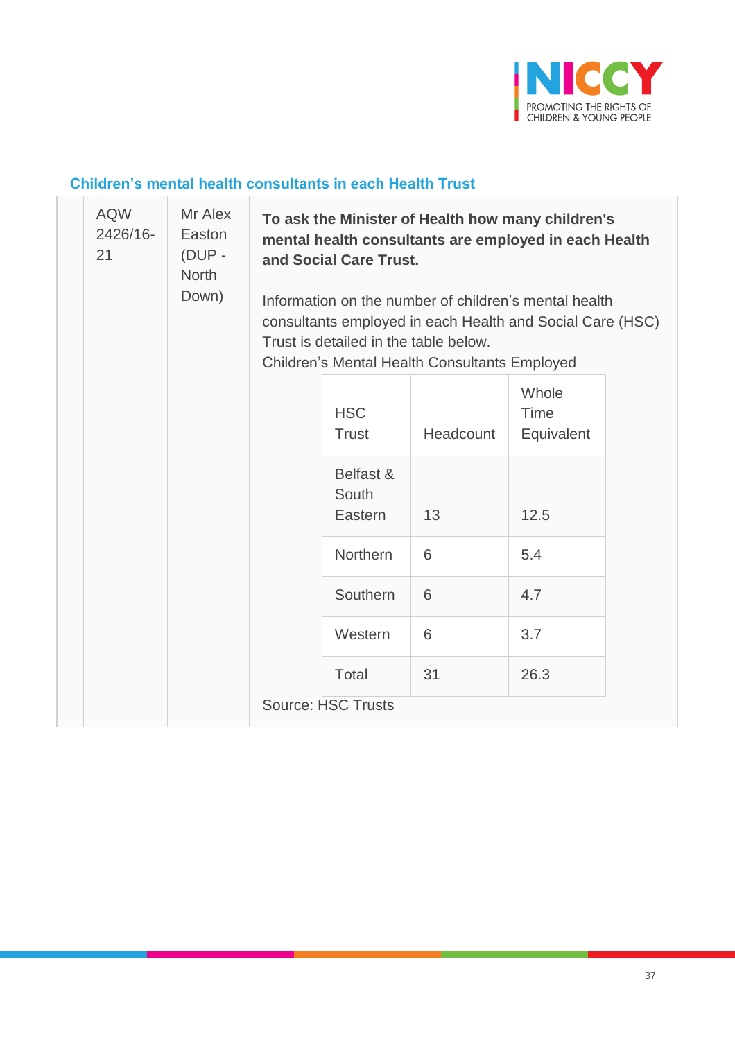## Children's mental health consultants in each Health Trust

| | AQW 2426/16-21 | Mr Alex Easton (DUP - North Down) | **To ask the Minister of Health how many children's mental health consultants are employed in each Health and Social Care Trust.**<br><br>Information on the number of children's mental health consultants employed in each Health and Social Care (HSC) Trust is detailed in the table below.<br>Children's Mental Health Consultants Employed |
|---|---|---|---|

| HSC Trust | Headcount | Whole Time Equivalent |
|---|---|---|
| Belfast & South Eastern | 13 | 12.5 |
| Northern | 6 | 5.4 |
| Southern | 6 | 4.7 |
| Western | 6 | 3.7 |
| Total | 31 | 26.3 |

Source: HSC Trusts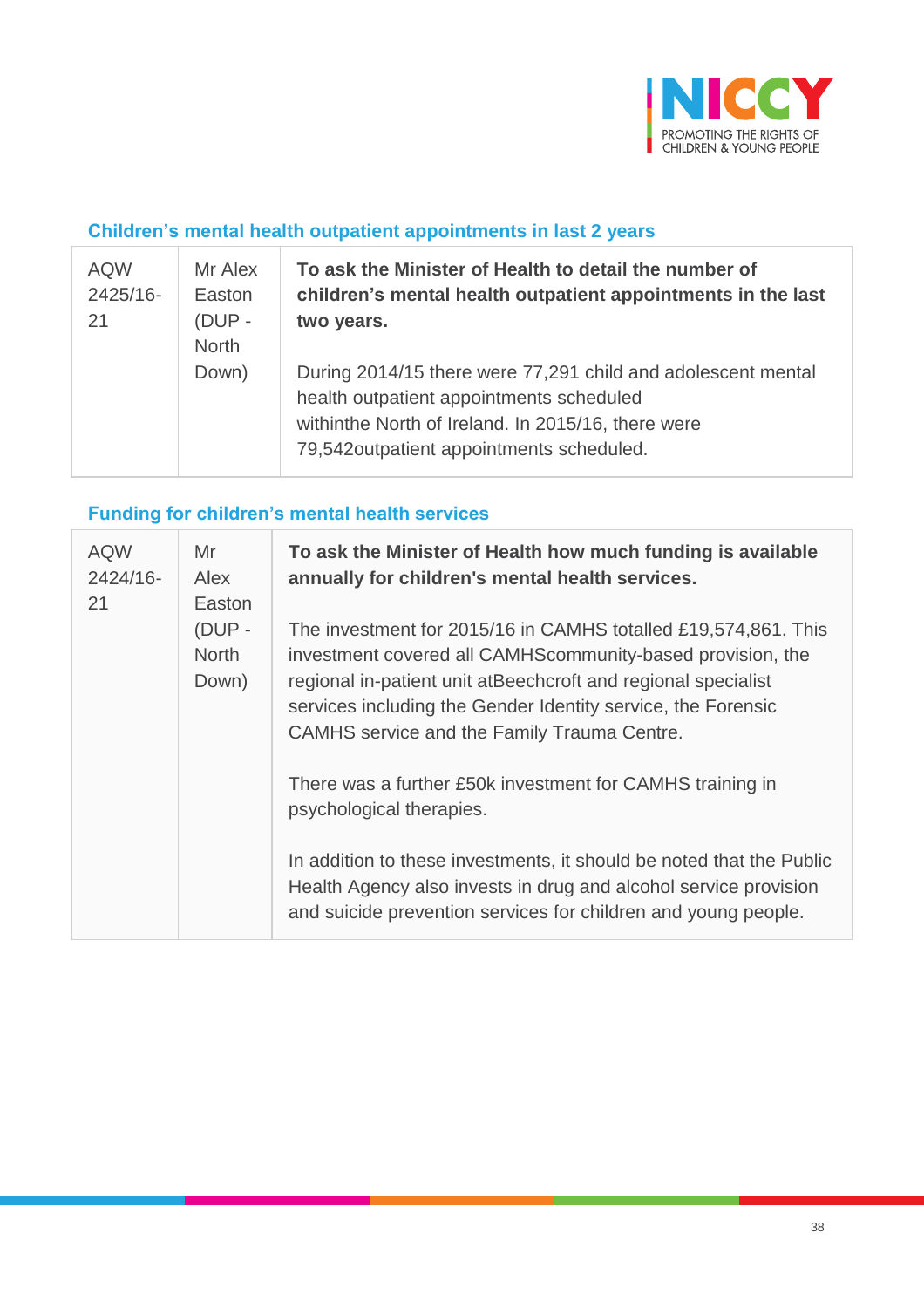### Children's mental health outpatient appointments in last 2 years

| | | |
|---|---|---|
| AQW 2425/16-21 | Mr Alex Easton (DUP - North Down) | **To ask the Minister of Health to detail the number of children's mental health outpatient appointments in the last two years.**<br><br>During 2014/15 there were 77,291 child and adolescent mental health outpatient appointments scheduled withinthe North of Ireland. In 2015/16, there were 79,542outpatient appointments scheduled. |

### Funding for children's mental health services

| | | |
|---|---|---|
| AQW 2424/16-21 | Mr Alex Easton (DUP - North Down) | **To ask the Minister of Health how much funding is available annually for children's mental health services.**<br><br>The investment for 2015/16 in CAMHS totalled £19,574,861. This investment covered all CAMHScommunity-based provision, the regional in-patient unit atBeechcroft and regional specialist services including the Gender Identity service, the Forensic CAMHS service and the Family Trauma Centre.<br><br>There was a further £50k investment for CAMHS training in psychological therapies.<br><br>In addition to these investments, it should be noted that the Public Health Agency also invests in drug and alcohol service provision and suicide prevention services for children and young people. |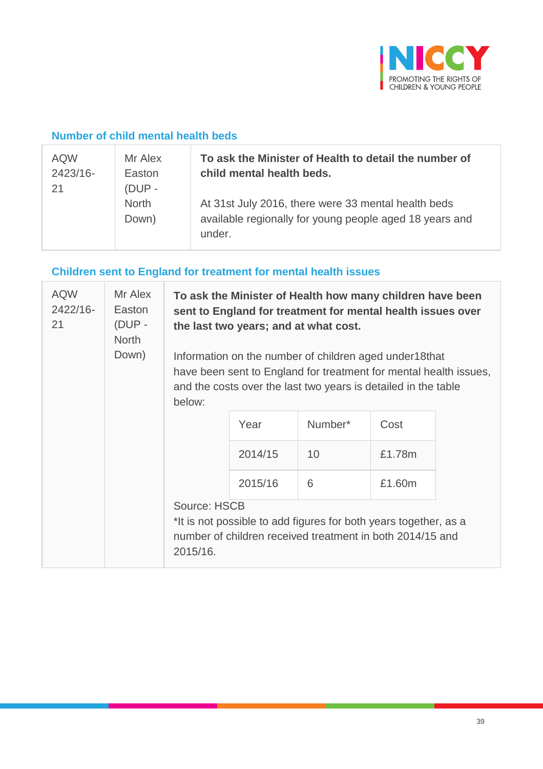## Number of child mental health beds

| | | |
|---|---|---|
| AQW 2423/16-21 | Mr Alex Easton (DUP - North Down) | **To ask the Minister of Health to detail the number of child mental health beds.**<br><br>At 31st July 2016, there were 33 mental health beds available regionally for young people aged 18 years and under. |

## Children sent to England for treatment for mental health issues

| | | |
|---|---|---|
| AQW 2422/16-21 | Mr Alex Easton (DUP - North Down) | **To ask the Minister of Health how many children have been sent to England for treatment for mental health issues over the last two years; and at what cost.**<br><br>Information on the number of children aged under18that have been sent to England for treatment for mental health issues, and the costs over the last two years is detailed in the table below: |

| Year | Number* | Cost |
|---|---|---|
| 2014/15 | 10 | £1.78m |
| 2015/16 | 6 | £1.60m |

Source: HSCB

*It is not possible to add figures for both years together, as a number of children received treatment in both 2014/15 and 2015/16.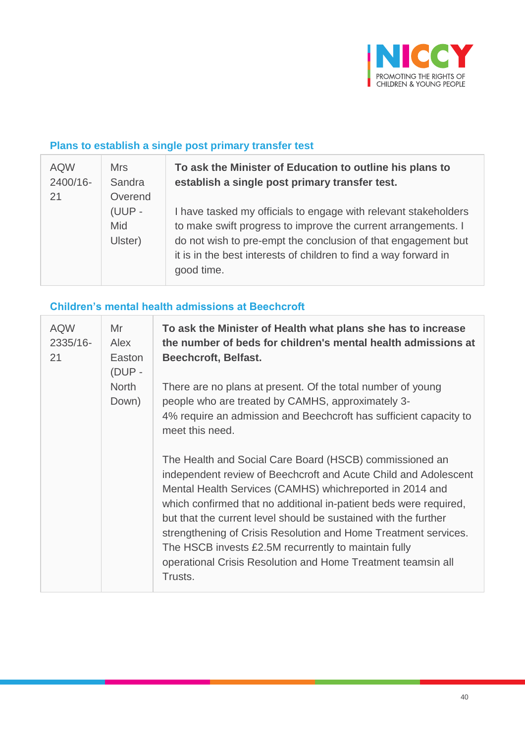### Plans to establish a single post primary transfer test

| | | |
|---|---|---|
| AQW 2400/16-21 | Mrs Sandra Overend (UUP - Mid Ulster) | **To ask the Minister of Education to outline his plans to establish a single post primary transfer test.**<br><br>I have tasked my officials to engage with relevant stakeholders to make swift progress to improve the current arrangements. I do not wish to pre-empt the conclusion of that engagement but it is in the best interests of children to find a way forward in good time. |

### Children's mental health admissions at Beechcroft

| | | |
|---|---|---|
| AQW 2335/16-21 | Mr Alex Easton (DUP - North Down) | **To ask the Minister of Health what plans she has to increase the number of beds for children's mental health admissions at Beechcroft, Belfast.**<br><br>There are no plans at present. Of the total number of young people who are treated by CAMHS, approximately 3-4% require an admission and Beechcroft has sufficient capacity to meet this need.<br><br>The Health and Social Care Board (HSCB) commissioned an independent review of Beechcroft and Acute Child and Adolescent Mental Health Services (CAMHS) whichreported in 2014 and which confirmed that no additional in-patient beds were required, but that the current level should be sustained with the further strengthening of Crisis Resolution and Home Treatment services. The HSCB invests £2.5M recurrently to maintain fully operational Crisis Resolution and Home Treatment teamsin all Trusts. |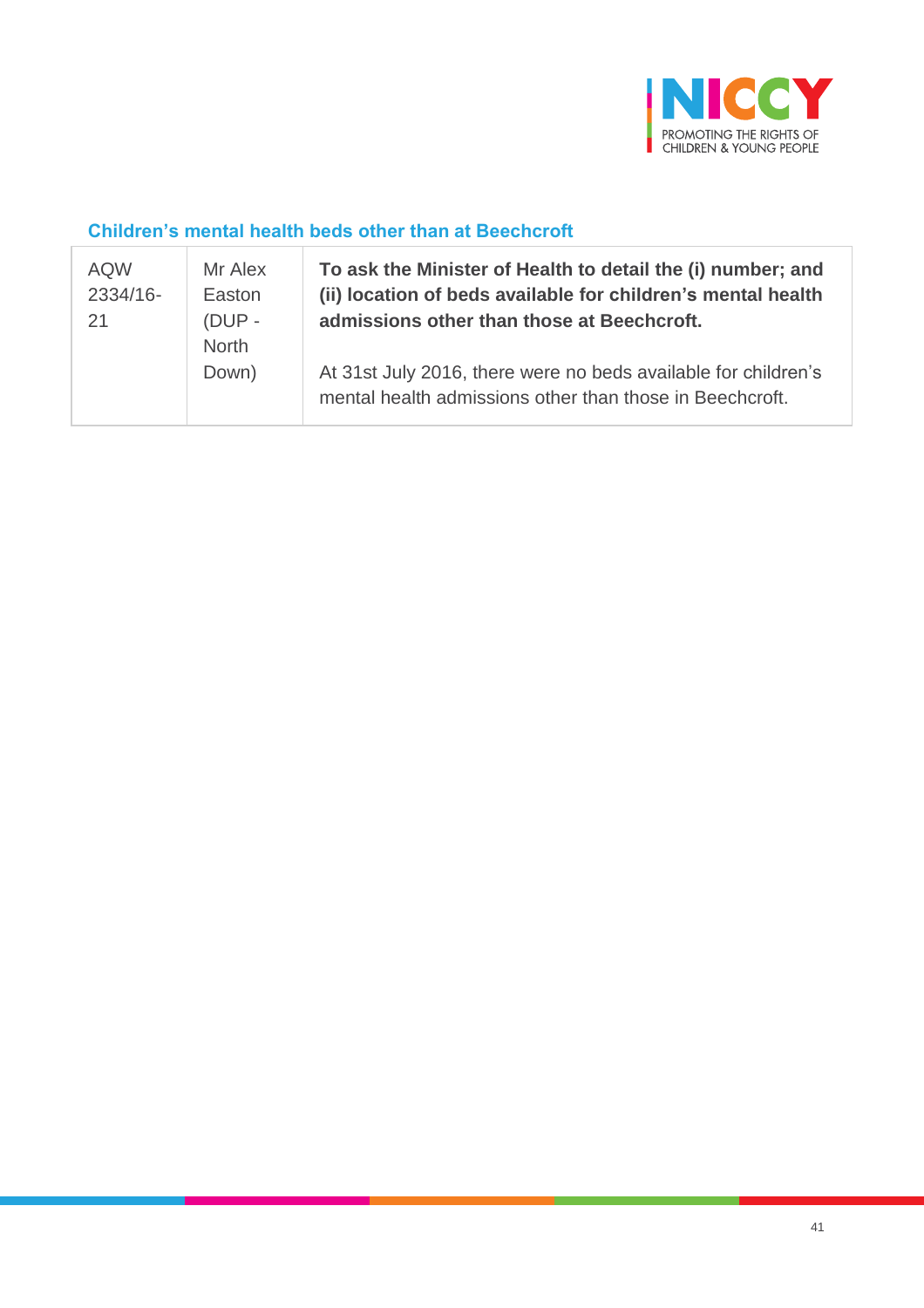### Children's mental health beds other than at Beechcroft

| | | |
|---|---|---|
| AQW 2334/16-21 | Mr Alex Easton (DUP - North Down) | **To ask the Minister of Health to detail the (i) number; and (ii) location of beds available for children's mental health admissions other than those at Beechcroft.**<br><br>At 31st July 2016, there were no beds available for children's mental health admissions other than those in Beechcroft. |